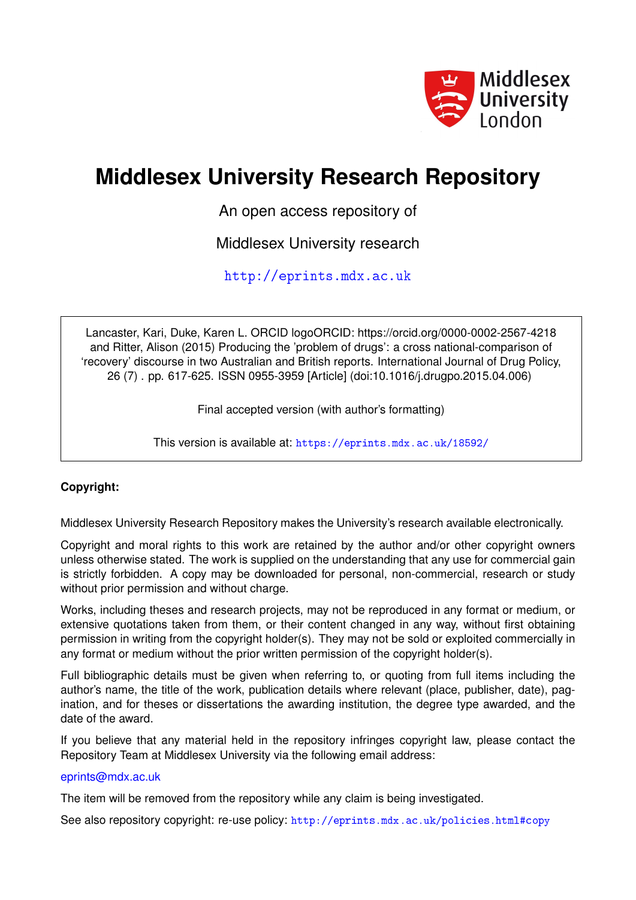Middlesex University London

# Middlesex University Research Repository

An open access repository of

Middlesex University research

http://eprints.mdx.ac.uk

Lancaster, Kari, Duke, Karen L. ORCID logoORCID: https://orcid.org/0000-0002-2567-4218 and Ritter, Alison (2015) Producing the 'problem of drugs': a cross national-comparison of 'recovery' discourse in two Australian and British reports. International Journal of Drug Policy, 26 (7) . pp. 617-625. ISSN 0955-3959 [Article] (doi:10.1016/j.drugpo.2015.04.006)

Final accepted version (with author's formatting)

This version is available at: https://eprints.mdx.ac.uk/18592/

**Copyright:**

Middlesex University Research Repository makes the University's research available electronically.

Copyright and moral rights to this work are retained by the author and/or other copyright owners unless otherwise stated. The work is supplied on the understanding that any use for commercial gain is strictly forbidden. A copy may be downloaded for personal, non-commercial, research or study without prior permission and without charge.

Works, including theses and research projects, may not be reproduced in any format or medium, or extensive quotations taken from them, or their content changed in any way, without first obtaining permission in writing from the copyright holder(s). They may not be sold or exploited commercially in any format or medium without the prior written permission of the copyright holder(s).

Full bibliographic details must be given when referring to, or quoting from full items including the author's name, the title of the work, publication details where relevant (place, publisher, date), pagination, and for theses or dissertations the awarding institution, the degree type awarded, and the date of the award.

If you believe that any material held in the repository infringes copyright law, please contact the Repository Team at Middlesex University via the following email address:

eprints@mdx.ac.uk

The item will be removed from the repository while any claim is being investigated.

See also repository copyright: re-use policy: http://eprints.mdx.ac.uk/policies.html#copy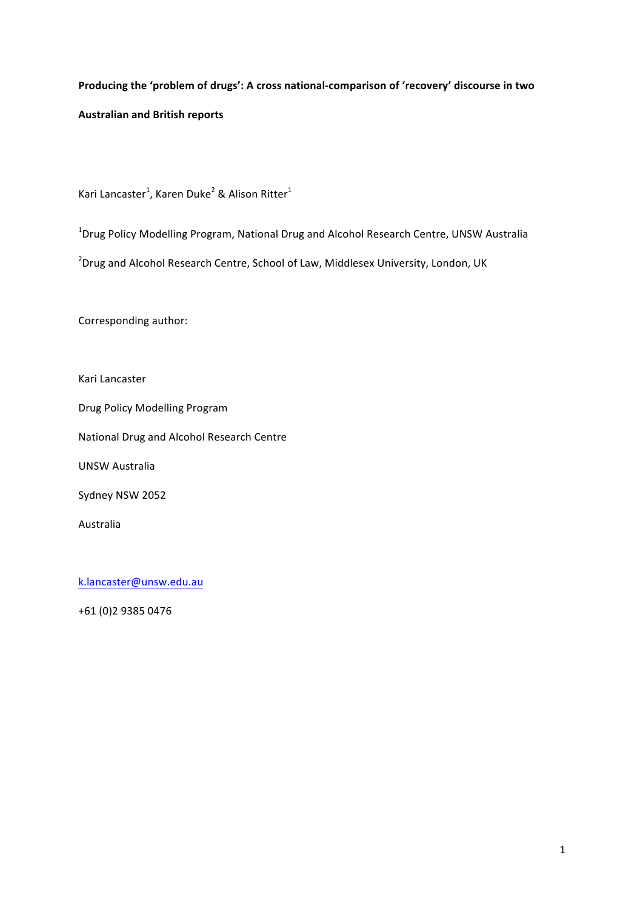**Producing the 'problem of drugs': A cross national-comparison of 'recovery' discourse in two Australian and British reports**

Kari Lancaster[1], Karen Duke[2] & Alison Ritter[1]

[1]Drug Policy Modelling Program, National Drug and Alcohol Research Centre, UNSW Australia

[2]Drug and Alcohol Research Centre, School of Law, Middlesex University, London, UK

Corresponding author:

Kari Lancaster

Drug Policy Modelling Program

National Drug and Alcohol Research Centre

UNSW Australia

Sydney NSW 2052

Australia

k.lancaster@unsw.edu.au

+61 (0)2 9385 0476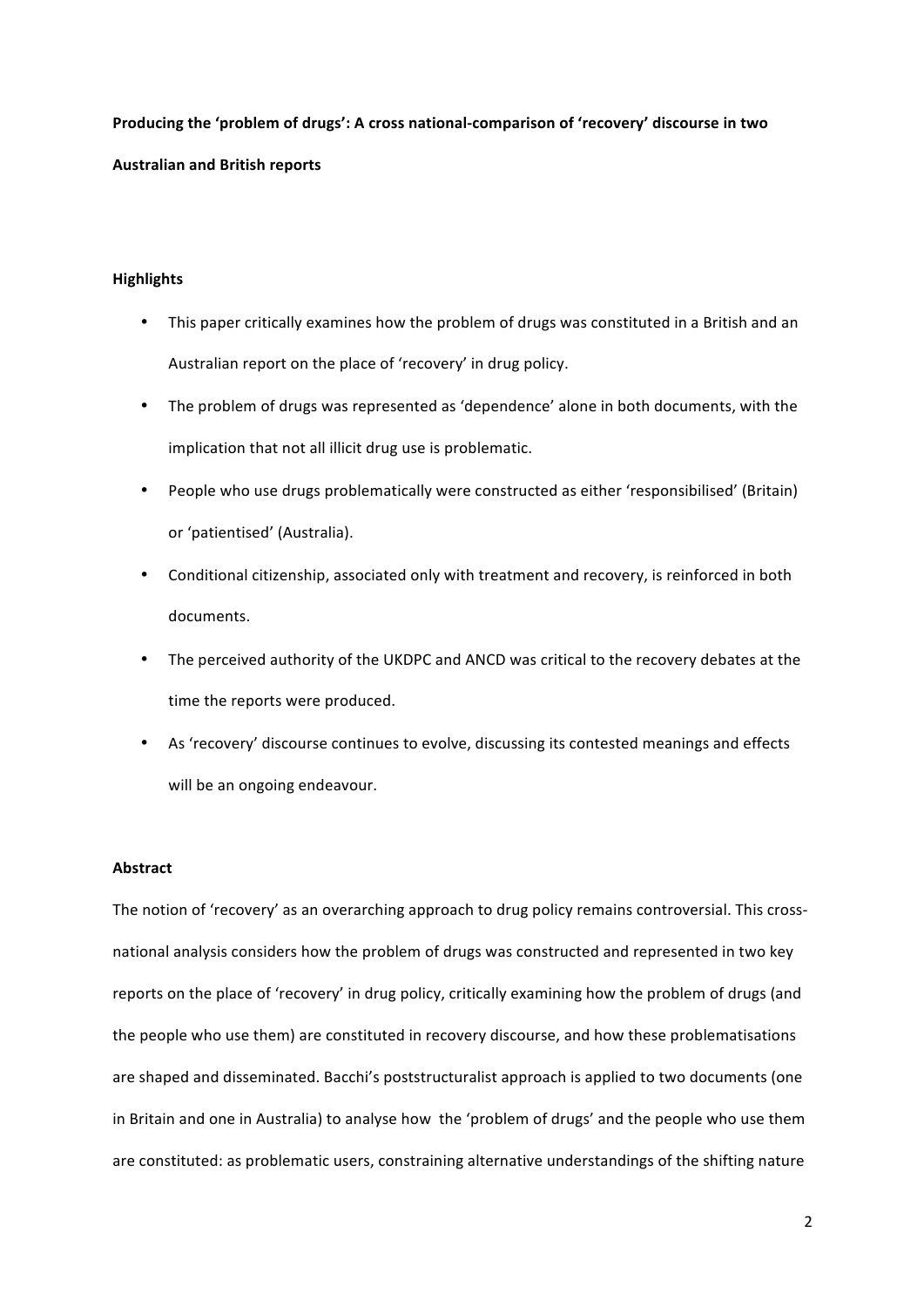**Producing the 'problem of drugs': A cross national-comparison of 'recovery' discourse in two Australian and British reports**

**Highlights**

- This paper critically examines how the problem of drugs was constituted in a British and an Australian report on the place of 'recovery' in drug policy.
- The problem of drugs was represented as 'dependence' alone in both documents, with the implication that not all illicit drug use is problematic.
- People who use drugs problematically were constructed as either 'responsibilised' (Britain) or 'patientised' (Australia).
- Conditional citizenship, associated only with treatment and recovery, is reinforced in both documents.
- The perceived authority of the UKDPC and ANCD was critical to the recovery debates at the time the reports were produced.
- As 'recovery' discourse continues to evolve, discussing its contested meanings and effects will be an ongoing endeavour.

**Abstract**

The notion of 'recovery' as an overarching approach to drug policy remains controversial. This cross-national analysis considers how the problem of drugs was constructed and represented in two key reports on the place of 'recovery' in drug policy, critically examining how the problem of drugs (and the people who use them) are constituted in recovery discourse, and how these problematisations are shaped and disseminated. Bacchi's poststructuralist approach is applied to two documents (one in Britain and one in Australia) to analyse how the 'problem of drugs' and the people who use them are constituted: as problematic users, constraining alternative understandings of the shifting nature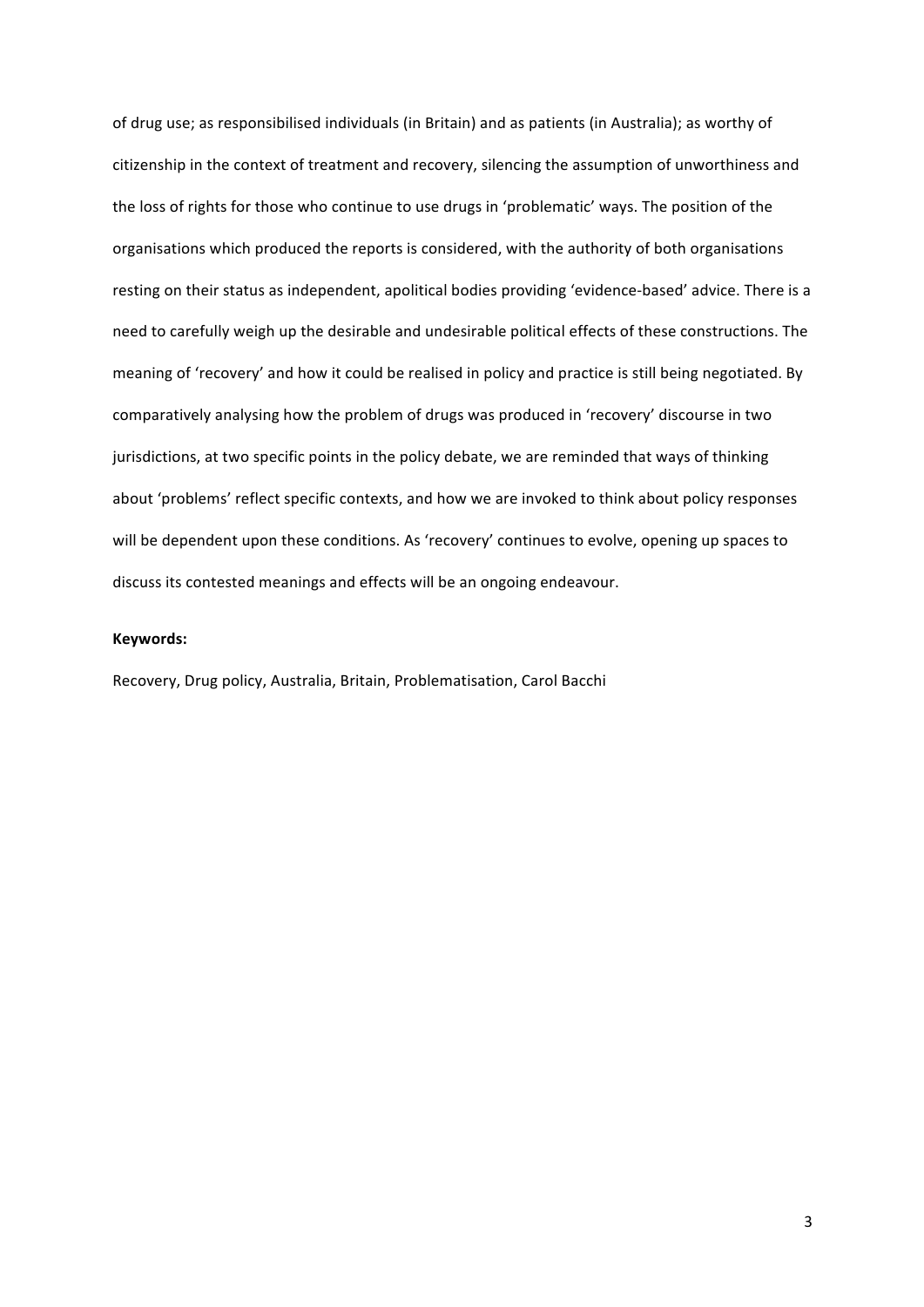of drug use; as responsibilised individuals (in Britain) and as patients (in Australia); as worthy of citizenship in the context of treatment and recovery, silencing the assumption of unworthiness and the loss of rights for those who continue to use drugs in 'problematic' ways. The position of the organisations which produced the reports is considered, with the authority of both organisations resting on their status as independent, apolitical bodies providing 'evidence-based' advice. There is a need to carefully weigh up the desirable and undesirable political effects of these constructions. The meaning of 'recovery' and how it could be realised in policy and practice is still being negotiated. By comparatively analysing how the problem of drugs was produced in 'recovery' discourse in two jurisdictions, at two specific points in the policy debate, we are reminded that ways of thinking about 'problems' reflect specific contexts, and how we are invoked to think about policy responses will be dependent upon these conditions. As 'recovery' continues to evolve, opening up spaces to discuss its contested meanings and effects will be an ongoing endeavour.

**Keywords:**

Recovery, Drug policy, Australia, Britain, Problematisation, Carol Bacchi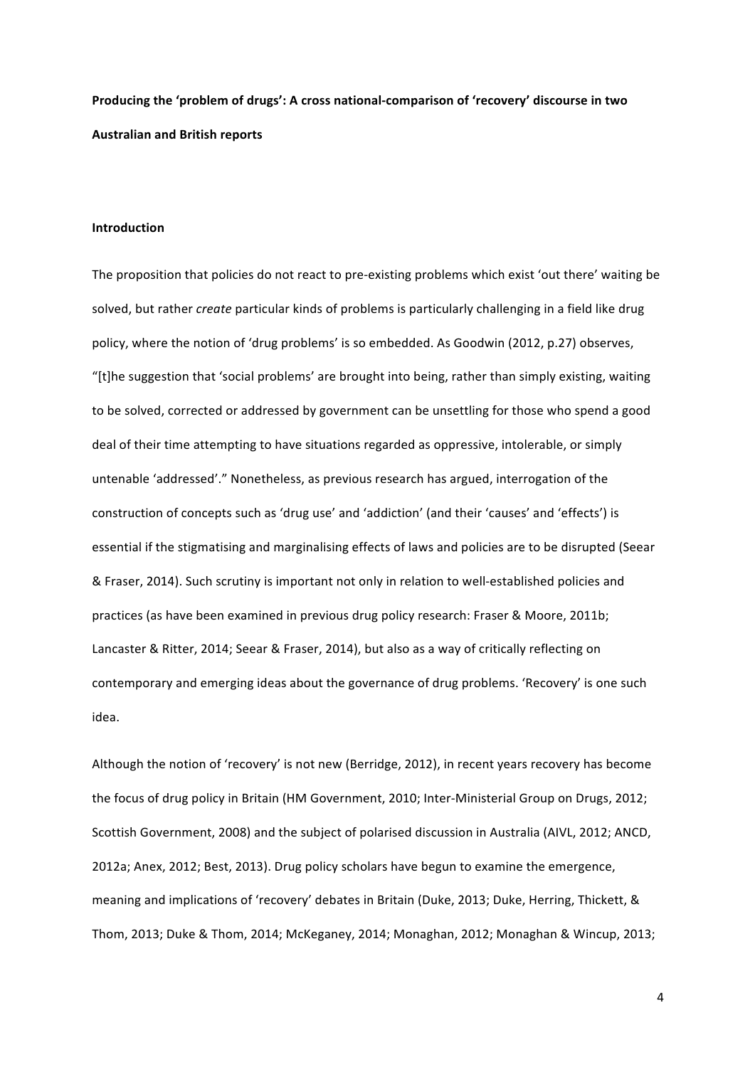**Producing the 'problem of drugs': A cross national-comparison of 'recovery' discourse in two Australian and British reports**

**Introduction**

The proposition that policies do not react to pre-existing problems which exist 'out there' waiting be solved, but rather *create* particular kinds of problems is particularly challenging in a field like drug policy, where the notion of 'drug problems' is so embedded. As Goodwin (2012, p.27) observes, "[t]he suggestion that 'social problems' are brought into being, rather than simply existing, waiting to be solved, corrected or addressed by government can be unsettling for those who spend a good deal of their time attempting to have situations regarded as oppressive, intolerable, or simply untenable 'addressed'." Nonetheless, as previous research has argued, interrogation of the construction of concepts such as 'drug use' and 'addiction' (and their 'causes' and 'effects') is essential if the stigmatising and marginalising effects of laws and policies are to be disrupted (Seear & Fraser, 2014). Such scrutiny is important not only in relation to well-established policies and practices (as have been examined in previous drug policy research: Fraser & Moore, 2011b; Lancaster & Ritter, 2014; Seear & Fraser, 2014), but also as a way of critically reflecting on contemporary and emerging ideas about the governance of drug problems. 'Recovery' is one such idea.

Although the notion of 'recovery' is not new (Berridge, 2012), in recent years recovery has become the focus of drug policy in Britain (HM Government, 2010; Inter-Ministerial Group on Drugs, 2012; Scottish Government, 2008) and the subject of polarised discussion in Australia (AIVL, 2012; ANCD, 2012a; Anex, 2012; Best, 2013). Drug policy scholars have begun to examine the emergence, meaning and implications of 'recovery' debates in Britain (Duke, 2013; Duke, Herring, Thickett, & Thom, 2013; Duke & Thom, 2014; McKeganey, 2014; Monaghan, 2012; Monaghan & Wincup, 2013;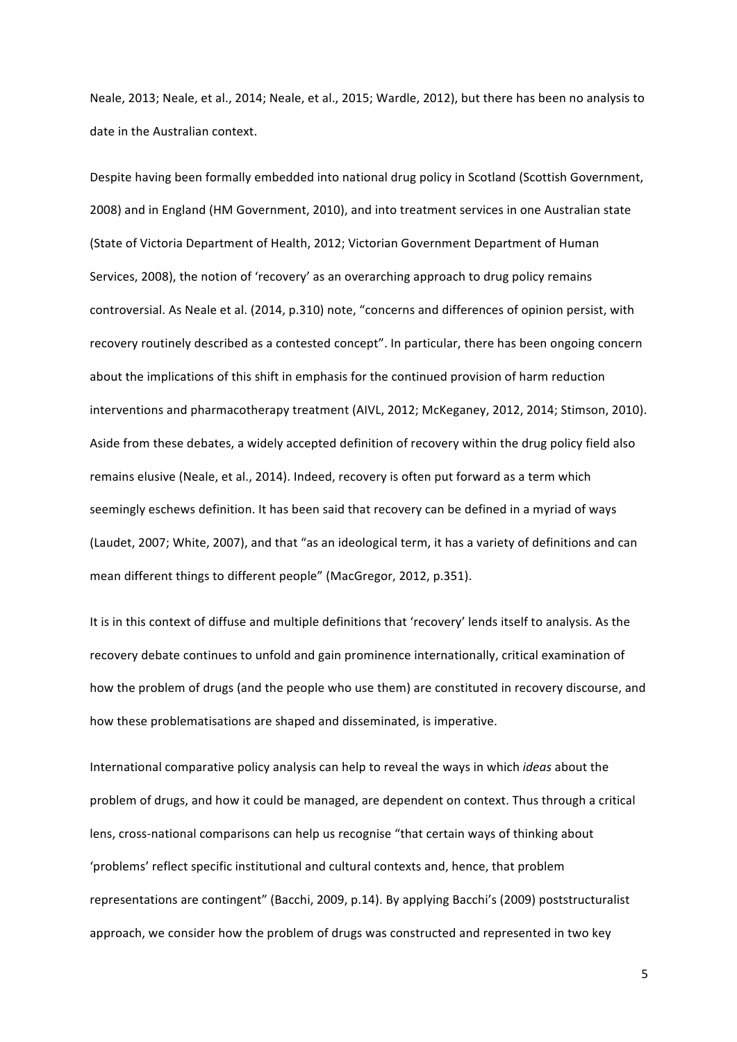Neale, 2013; Neale, et al., 2014; Neale, et al., 2015; Wardle, 2012), but there has been no analysis to date in the Australian context.

Despite having been formally embedded into national drug policy in Scotland (Scottish Government, 2008) and in England (HM Government, 2010), and into treatment services in one Australian state (State of Victoria Department of Health, 2012; Victorian Government Department of Human Services, 2008), the notion of 'recovery' as an overarching approach to drug policy remains controversial. As Neale et al. (2014, p.310) note, "concerns and differences of opinion persist, with recovery routinely described as a contested concept". In particular, there has been ongoing concern about the implications of this shift in emphasis for the continued provision of harm reduction interventions and pharmacotherapy treatment (AIVL, 2012; McKeganey, 2012, 2014; Stimson, 2010). Aside from these debates, a widely accepted definition of recovery within the drug policy field also remains elusive (Neale, et al., 2014). Indeed, recovery is often put forward as a term which seemingly eschews definition. It has been said that recovery can be defined in a myriad of ways (Laudet, 2007; White, 2007), and that "as an ideological term, it has a variety of definitions and can mean different things to different people" (MacGregor, 2012, p.351).

It is in this context of diffuse and multiple definitions that 'recovery' lends itself to analysis. As the recovery debate continues to unfold and gain prominence internationally, critical examination of how the problem of drugs (and the people who use them) are constituted in recovery discourse, and how these problematisations are shaped and disseminated, is imperative.

International comparative policy analysis can help to reveal the ways in which *ideas* about the problem of drugs, and how it could be managed, are dependent on context. Thus through a critical lens, cross-national comparisons can help us recognise "that certain ways of thinking about 'problems' reflect specific institutional and cultural contexts and, hence, that problem representations are contingent" (Bacchi, 2009, p.14). By applying Bacchi's (2009) poststructuralist approach, we consider how the problem of drugs was constructed and represented in two key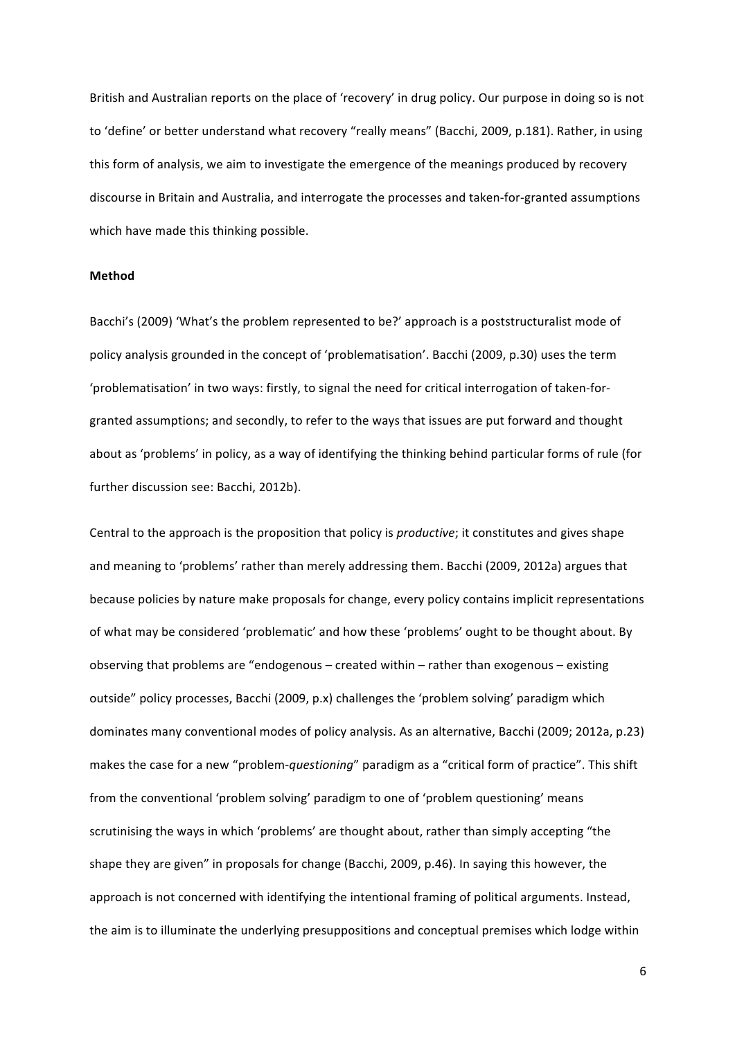British and Australian reports on the place of 'recovery' in drug policy. Our purpose in doing so is not to 'define' or better understand what recovery "really means" (Bacchi, 2009, p.181). Rather, in using this form of analysis, we aim to investigate the emergence of the meanings produced by recovery discourse in Britain and Australia, and interrogate the processes and taken-for-granted assumptions which have made this thinking possible.

**Method**

Bacchi's (2009) 'What's the problem represented to be?' approach is a poststructuralist mode of policy analysis grounded in the concept of 'problematisation'. Bacchi (2009, p.30) uses the term 'problematisation' in two ways: firstly, to signal the need for critical interrogation of taken-for-granted assumptions; and secondly, to refer to the ways that issues are put forward and thought about as 'problems' in policy, as a way of identifying the thinking behind particular forms of rule (for further discussion see: Bacchi, 2012b).

Central to the approach is the proposition that policy is *productive*; it constitutes and gives shape and meaning to 'problems' rather than merely addressing them. Bacchi (2009, 2012a) argues that because policies by nature make proposals for change, every policy contains implicit representations of what may be considered 'problematic' and how these 'problems' ought to be thought about. By observing that problems are "endogenous – created within – rather than exogenous – existing outside" policy processes, Bacchi (2009, p.x) challenges the 'problem solving' paradigm which dominates many conventional modes of policy analysis. As an alternative, Bacchi (2009; 2012a, p.23) makes the case for a new "problem-*questioning*" paradigm as a "critical form of practice". This shift from the conventional 'problem solving' paradigm to one of 'problem questioning' means scrutinising the ways in which 'problems' are thought about, rather than simply accepting "the shape they are given" in proposals for change (Bacchi, 2009, p.46). In saying this however, the approach is not concerned with identifying the intentional framing of political arguments. Instead, the aim is to illuminate the underlying presuppositions and conceptual premises which lodge within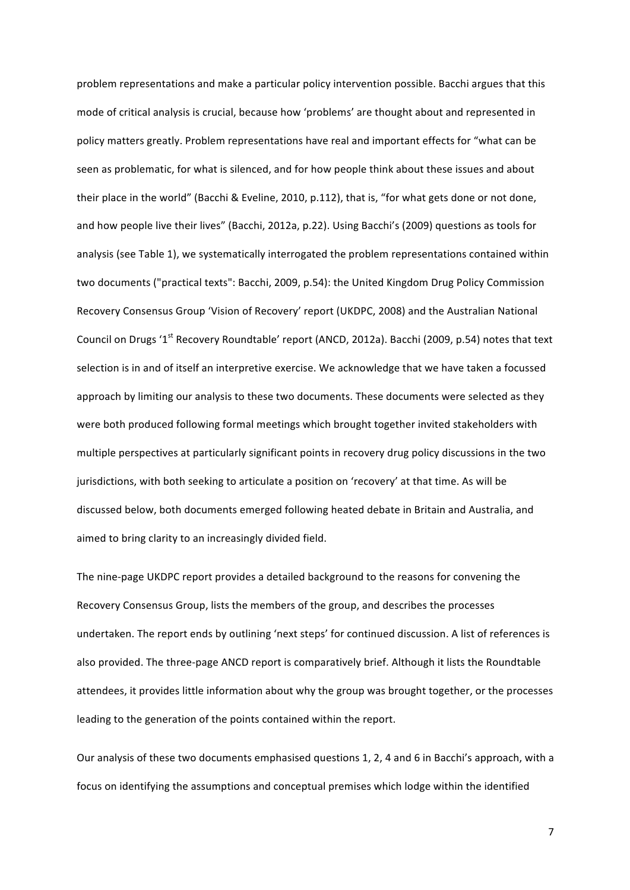problem representations and make a particular policy intervention possible. Bacchi argues that this mode of critical analysis is crucial, because how 'problems' are thought about and represented in policy matters greatly. Problem representations have real and important effects for "what can be seen as problematic, for what is silenced, and for how people think about these issues and about their place in the world" (Bacchi & Eveline, 2010, p.112), that is, "for what gets done or not done, and how people live their lives" (Bacchi, 2012a, p.22). Using Bacchi's (2009) questions as tools for analysis (see Table 1), we systematically interrogated the problem representations contained within two documents ("practical texts": Bacchi, 2009, p.54): the United Kingdom Drug Policy Commission Recovery Consensus Group 'Vision of Recovery' report (UKDPC, 2008) and the Australian National Council on Drugs '1st Recovery Roundtable' report (ANCD, 2012a). Bacchi (2009, p.54) notes that text selection is in and of itself an interpretive exercise. We acknowledge that we have taken a focussed approach by limiting our analysis to these two documents. These documents were selected as they were both produced following formal meetings which brought together invited stakeholders with multiple perspectives at particularly significant points in recovery drug policy discussions in the two jurisdictions, with both seeking to articulate a position on 'recovery' at that time. As will be discussed below, both documents emerged following heated debate in Britain and Australia, and aimed to bring clarity to an increasingly divided field.

The nine-page UKDPC report provides a detailed background to the reasons for convening the Recovery Consensus Group, lists the members of the group, and describes the processes undertaken. The report ends by outlining 'next steps' for continued discussion. A list of references is also provided. The three-page ANCD report is comparatively brief. Although it lists the Roundtable attendees, it provides little information about why the group was brought together, or the processes leading to the generation of the points contained within the report.

Our analysis of these two documents emphasised questions 1, 2, 4 and 6 in Bacchi's approach, with a focus on identifying the assumptions and conceptual premises which lodge within the identified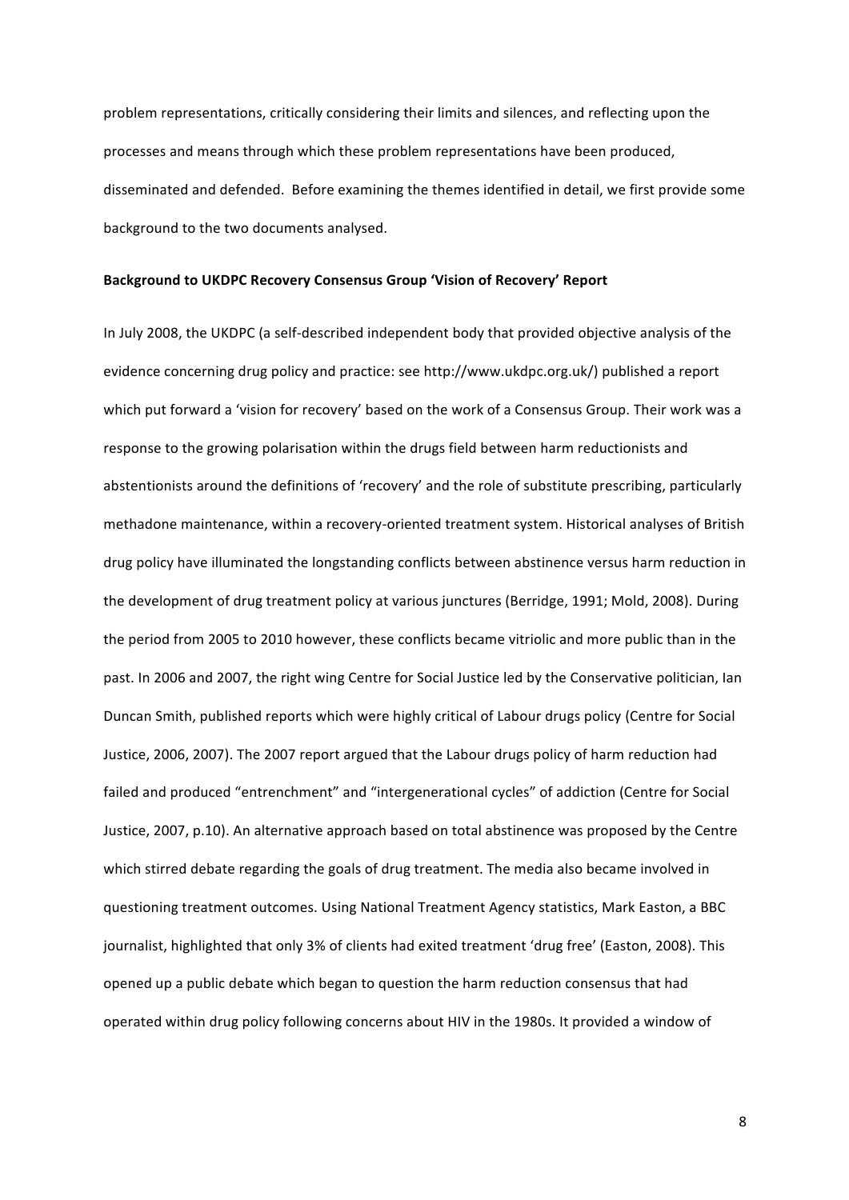problem representations, critically considering their limits and silences, and reflecting upon the processes and means through which these problem representations have been produced, disseminated and defended. Before examining the themes identified in detail, we first provide some background to the two documents analysed.

**Background to UKDPC Recovery Consensus Group 'Vision of Recovery' Report**

In July 2008, the UKDPC (a self-described independent body that provided objective analysis of the evidence concerning drug policy and practice: see http://www.ukdpc.org.uk/) published a report which put forward a 'vision for recovery' based on the work of a Consensus Group. Their work was a response to the growing polarisation within the drugs field between harm reductionists and abstentionists around the definitions of 'recovery' and the role of substitute prescribing, particularly methadone maintenance, within a recovery-oriented treatment system. Historical analyses of British drug policy have illuminated the longstanding conflicts between abstinence versus harm reduction in the development of drug treatment policy at various junctures (Berridge, 1991; Mold, 2008). During the period from 2005 to 2010 however, these conflicts became vitriolic and more public than in the past. In 2006 and 2007, the right wing Centre for Social Justice led by the Conservative politician, Ian Duncan Smith, published reports which were highly critical of Labour drugs policy (Centre for Social Justice, 2006, 2007). The 2007 report argued that the Labour drugs policy of harm reduction had failed and produced "entrenchment" and "intergenerational cycles" of addiction (Centre for Social Justice, 2007, p.10). An alternative approach based on total abstinence was proposed by the Centre which stirred debate regarding the goals of drug treatment. The media also became involved in questioning treatment outcomes. Using National Treatment Agency statistics, Mark Easton, a BBC journalist, highlighted that only 3% of clients had exited treatment 'drug free' (Easton, 2008). This opened up a public debate which began to question the harm reduction consensus that had operated within drug policy following concerns about HIV in the 1980s. It provided a window of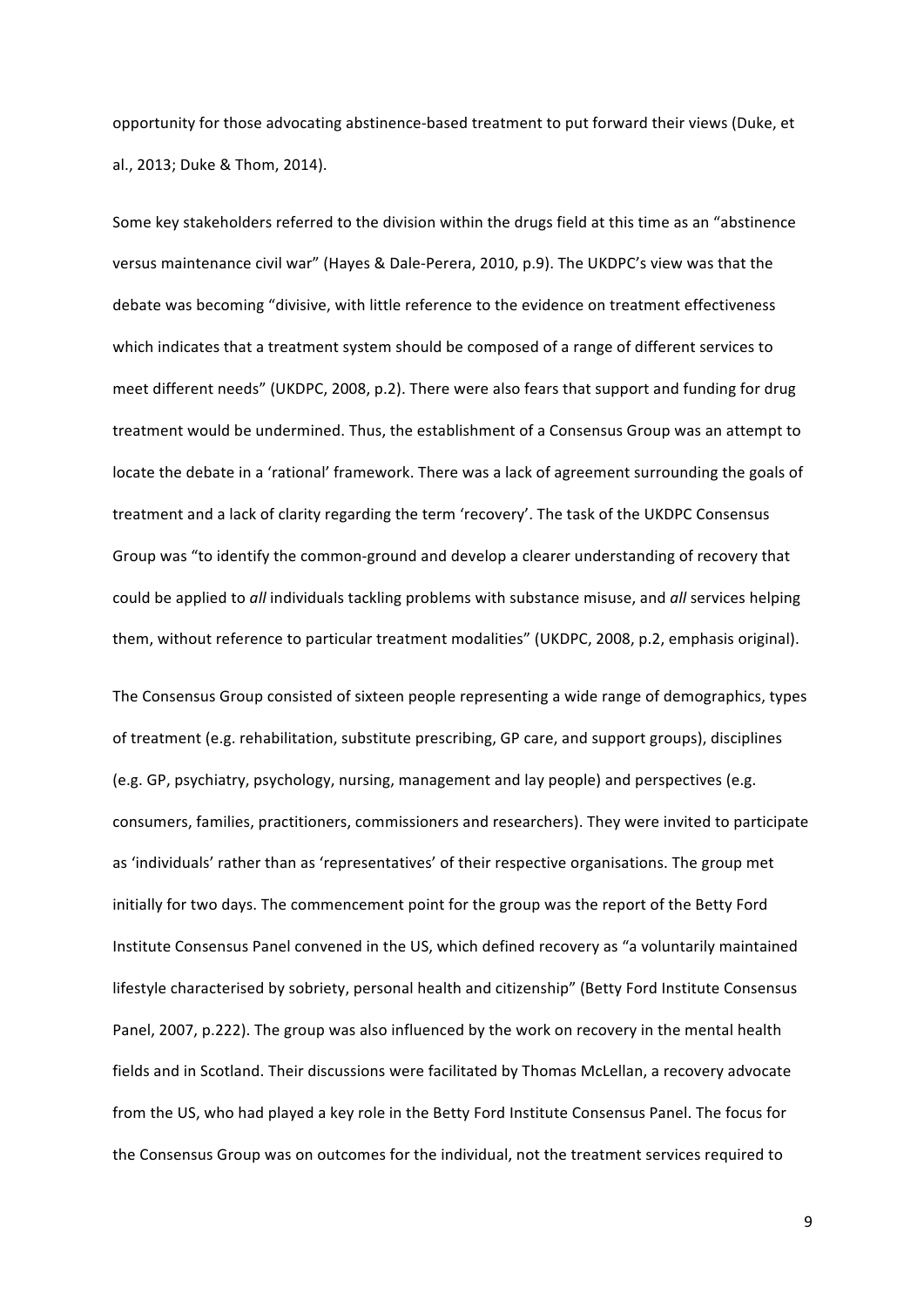opportunity for those advocating abstinence-based treatment to put forward their views (Duke, et al., 2013; Duke & Thom, 2014).

Some key stakeholders referred to the division within the drugs field at this time as an "abstinence versus maintenance civil war" (Hayes & Dale-Perera, 2010, p.9). The UKDPC's view was that the debate was becoming "divisive, with little reference to the evidence on treatment effectiveness which indicates that a treatment system should be composed of a range of different services to meet different needs" (UKDPC, 2008, p.2). There were also fears that support and funding for drug treatment would be undermined. Thus, the establishment of a Consensus Group was an attempt to locate the debate in a 'rational' framework. There was a lack of agreement surrounding the goals of treatment and a lack of clarity regarding the term 'recovery'. The task of the UKDPC Consensus Group was "to identify the common-ground and develop a clearer understanding of recovery that could be applied to *all* individuals tackling problems with substance misuse, and *all* services helping them, without reference to particular treatment modalities" (UKDPC, 2008, p.2, emphasis original).

The Consensus Group consisted of sixteen people representing a wide range of demographics, types of treatment (e.g. rehabilitation, substitute prescribing, GP care, and support groups), disciplines (e.g. GP, psychiatry, psychology, nursing, management and lay people) and perspectives (e.g. consumers, families, practitioners, commissioners and researchers). They were invited to participate as 'individuals' rather than as 'representatives' of their respective organisations. The group met initially for two days. The commencement point for the group was the report of the Betty Ford Institute Consensus Panel convened in the US, which defined recovery as "a voluntarily maintained lifestyle characterised by sobriety, personal health and citizenship" (Betty Ford Institute Consensus Panel, 2007, p.222). The group was also influenced by the work on recovery in the mental health fields and in Scotland. Their discussions were facilitated by Thomas McLellan, a recovery advocate from the US, who had played a key role in the Betty Ford Institute Consensus Panel. The focus for the Consensus Group was on outcomes for the individual, not the treatment services required to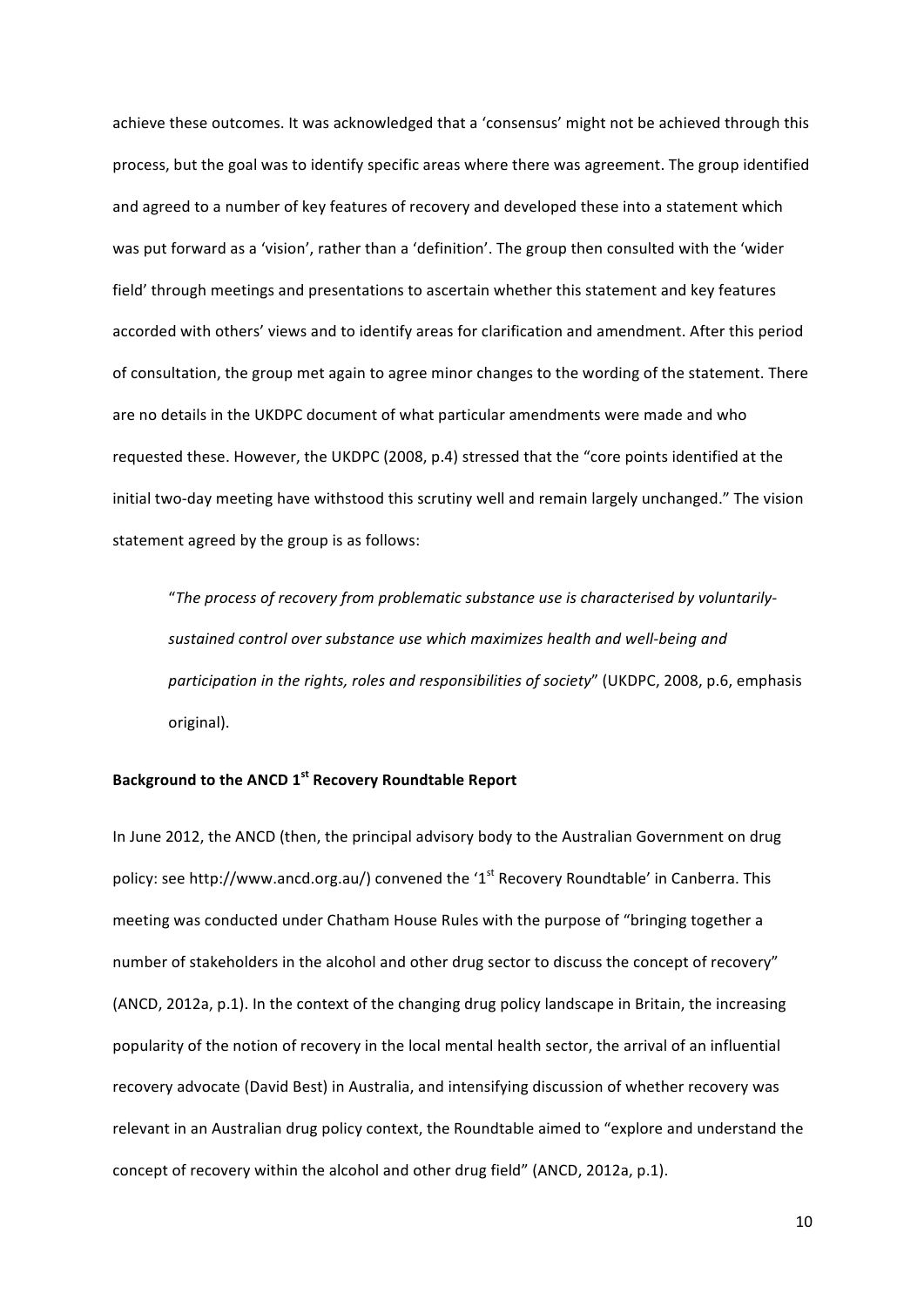achieve these outcomes. It was acknowledged that a 'consensus' might not be achieved through this process, but the goal was to identify specific areas where there was agreement. The group identified and agreed to a number of key features of recovery and developed these into a statement which was put forward as a 'vision', rather than a 'definition'. The group then consulted with the 'wider field' through meetings and presentations to ascertain whether this statement and key features accorded with others' views and to identify areas for clarification and amendment. After this period of consultation, the group met again to agree minor changes to the wording of the statement. There are no details in the UKDPC document of what particular amendments were made and who requested these. However, the UKDPC (2008, p.4) stressed that the "core points identified at the initial two-day meeting have withstood this scrutiny well and remain largely unchanged." The vision statement agreed by the group is as follows:

> "*The process of recovery from problematic substance use is characterised by voluntarily-sustained control over substance use which maximizes health and well-being and participation in the rights, roles and responsibilities of society*" (UKDPC, 2008, p.6, emphasis original).

**Background to the ANCD 1st Recovery Roundtable Report**

In June 2012, the ANCD (then, the principal advisory body to the Australian Government on drug policy: see http://www.ancd.org.au/) convened the '1st Recovery Roundtable' in Canberra. This meeting was conducted under Chatham House Rules with the purpose of "bringing together a number of stakeholders in the alcohol and other drug sector to discuss the concept of recovery" (ANCD, 2012a, p.1). In the context of the changing drug policy landscape in Britain, the increasing popularity of the notion of recovery in the local mental health sector, the arrival of an influential recovery advocate (David Best) in Australia, and intensifying discussion of whether recovery was relevant in an Australian drug policy context, the Roundtable aimed to "explore and understand the concept of recovery within the alcohol and other drug field" (ANCD, 2012a, p.1).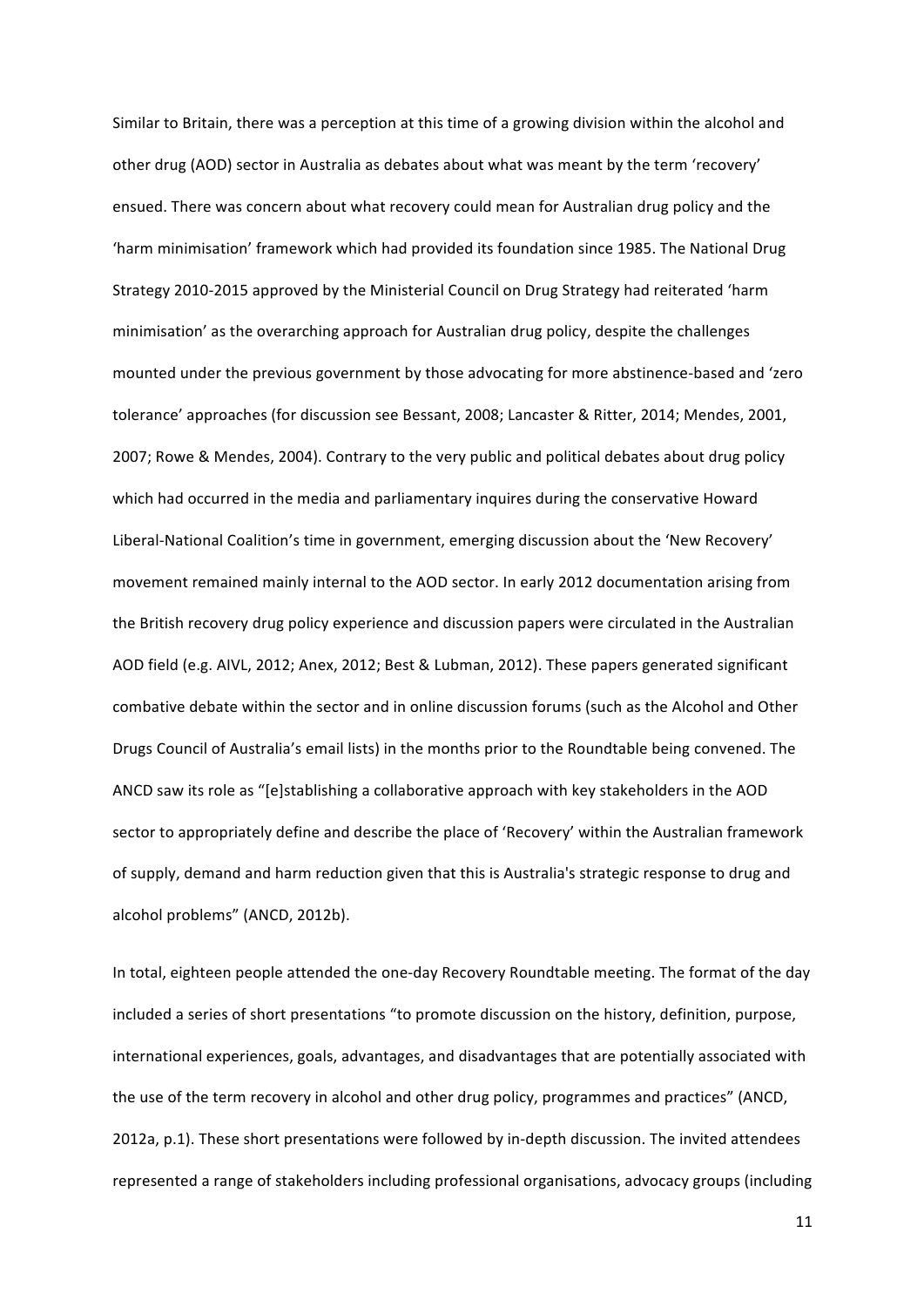Similar to Britain, there was a perception at this time of a growing division within the alcohol and other drug (AOD) sector in Australia as debates about what was meant by the term 'recovery' ensued. There was concern about what recovery could mean for Australian drug policy and the 'harm minimisation' framework which had provided its foundation since 1985. The National Drug Strategy 2010-2015 approved by the Ministerial Council on Drug Strategy had reiterated 'harm minimisation' as the overarching approach for Australian drug policy, despite the challenges mounted under the previous government by those advocating for more abstinence-based and 'zero tolerance' approaches (for discussion see Bessant, 2008; Lancaster & Ritter, 2014; Mendes, 2001, 2007; Rowe & Mendes, 2004). Contrary to the very public and political debates about drug policy which had occurred in the media and parliamentary inquires during the conservative Howard Liberal-National Coalition's time in government, emerging discussion about the 'New Recovery' movement remained mainly internal to the AOD sector. In early 2012 documentation arising from the British recovery drug policy experience and discussion papers were circulated in the Australian AOD field (e.g. AIVL, 2012; Anex, 2012; Best & Lubman, 2012). These papers generated significant combative debate within the sector and in online discussion forums (such as the Alcohol and Other Drugs Council of Australia's email lists) in the months prior to the Roundtable being convened. The ANCD saw its role as "[e]stablishing a collaborative approach with key stakeholders in the AOD sector to appropriately define and describe the place of 'Recovery' within the Australian framework of supply, demand and harm reduction given that this is Australia's strategic response to drug and alcohol problems" (ANCD, 2012b).

In total, eighteen people attended the one-day Recovery Roundtable meeting. The format of the day included a series of short presentations "to promote discussion on the history, definition, purpose, international experiences, goals, advantages, and disadvantages that are potentially associated with the use of the term recovery in alcohol and other drug policy, programmes and practices" (ANCD, 2012a, p.1). These short presentations were followed by in-depth discussion. The invited attendees represented a range of stakeholders including professional organisations, advocacy groups (including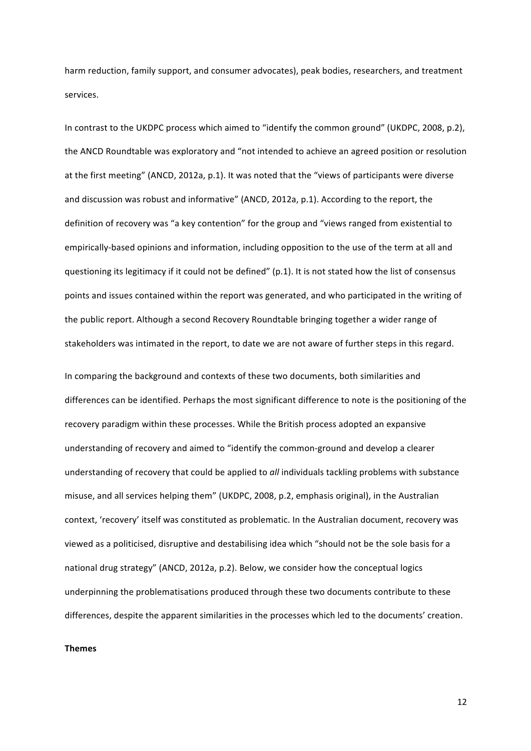harm reduction, family support, and consumer advocates), peak bodies, researchers, and treatment services.

In contrast to the UKDPC process which aimed to "identify the common ground" (UKDPC, 2008, p.2), the ANCD Roundtable was exploratory and "not intended to achieve an agreed position or resolution at the first meeting" (ANCD, 2012a, p.1). It was noted that the "views of participants were diverse and discussion was robust and informative" (ANCD, 2012a, p.1). According to the report, the definition of recovery was "a key contention" for the group and "views ranged from existential to empirically-based opinions and information, including opposition to the use of the term at all and questioning its legitimacy if it could not be defined" (p.1). It is not stated how the list of consensus points and issues contained within the report was generated, and who participated in the writing of the public report. Although a second Recovery Roundtable bringing together a wider range of stakeholders was intimated in the report, to date we are not aware of further steps in this regard.

In comparing the background and contexts of these two documents, both similarities and differences can be identified. Perhaps the most significant difference to note is the positioning of the recovery paradigm within these processes. While the British process adopted an expansive understanding of recovery and aimed to "identify the common-ground and develop a clearer understanding of recovery that could be applied to *all* individuals tackling problems with substance misuse, and all services helping them" (UKDPC, 2008, p.2, emphasis original), in the Australian context, 'recovery' itself was constituted as problematic. In the Australian document, recovery was viewed as a politicised, disruptive and destabilising idea which "should not be the sole basis for a national drug strategy" (ANCD, 2012a, p.2). Below, we consider how the conceptual logics underpinning the problematisations produced through these two documents contribute to these differences, despite the apparent similarities in the processes which led to the documents' creation.

**Themes**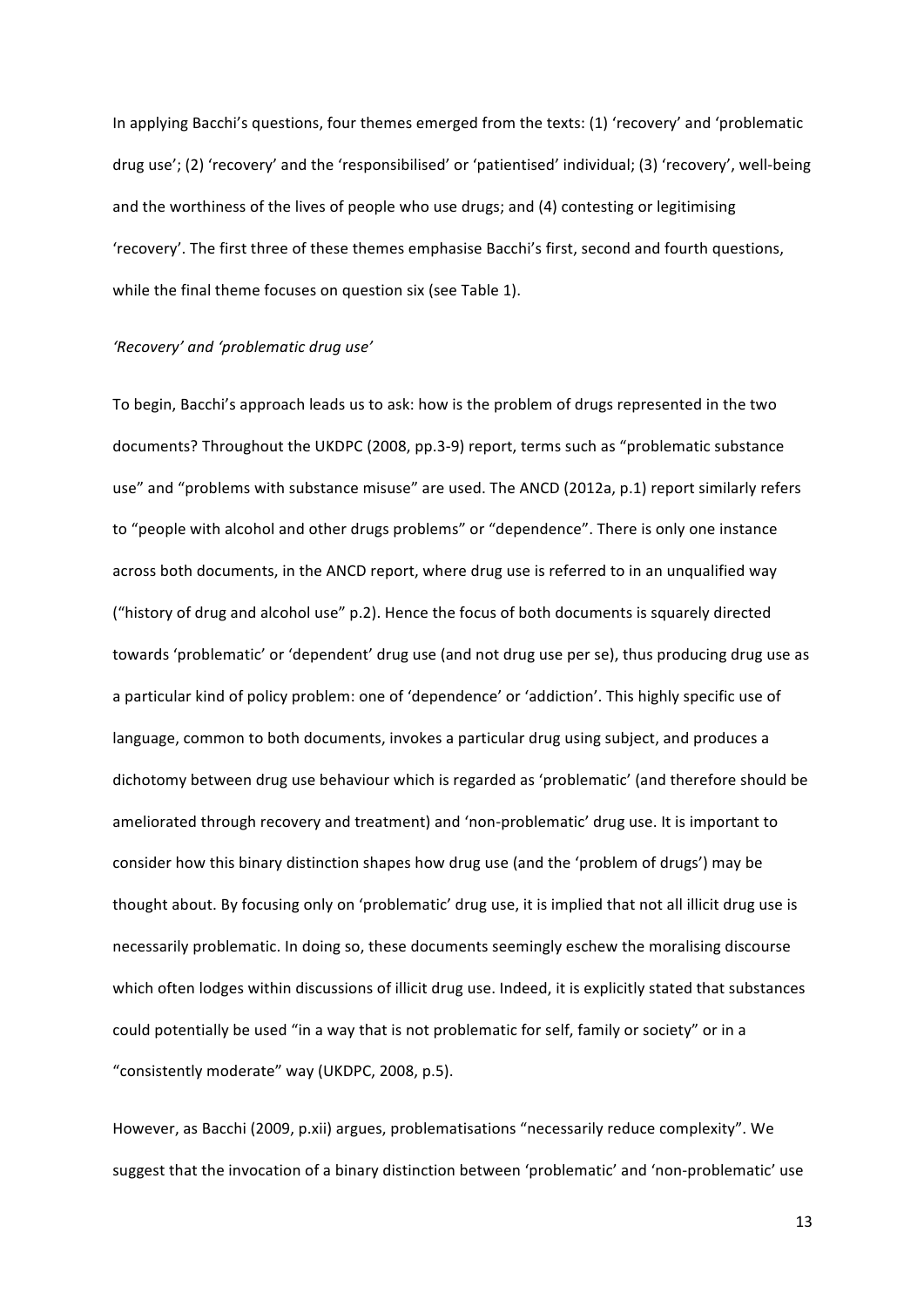In applying Bacchi's questions, four themes emerged from the texts: (1) 'recovery' and 'problematic drug use'; (2) 'recovery' and the 'responsibilised' or 'patientised' individual; (3) 'recovery', well-being and the worthiness of the lives of people who use drugs; and (4) contesting or legitimising 'recovery'. The first three of these themes emphasise Bacchi's first, second and fourth questions, while the final theme focuses on question six (see Table 1).

*'Recovery' and 'problematic drug use'*

To begin, Bacchi's approach leads us to ask: how is the problem of drugs represented in the two documents? Throughout the UKDPC (2008, pp.3-9) report, terms such as "problematic substance use" and "problems with substance misuse" are used. The ANCD (2012a, p.1) report similarly refers to "people with alcohol and other drugs problems" or "dependence". There is only one instance across both documents, in the ANCD report, where drug use is referred to in an unqualified way ("history of drug and alcohol use" p.2). Hence the focus of both documents is squarely directed towards 'problematic' or 'dependent' drug use (and not drug use per se), thus producing drug use as a particular kind of policy problem: one of 'dependence' or 'addiction'. This highly specific use of language, common to both documents, invokes a particular drug using subject, and produces a dichotomy between drug use behaviour which is regarded as 'problematic' (and therefore should be ameliorated through recovery and treatment) and 'non-problematic' drug use. It is important to consider how this binary distinction shapes how drug use (and the 'problem of drugs') may be thought about. By focusing only on 'problematic' drug use, it is implied that not all illicit drug use is necessarily problematic. In doing so, these documents seemingly eschew the moralising discourse which often lodges within discussions of illicit drug use. Indeed, it is explicitly stated that substances could potentially be used "in a way that is not problematic for self, family or society" or in a "consistently moderate" way (UKDPC, 2008, p.5).

However, as Bacchi (2009, p.xii) argues, problematisations "necessarily reduce complexity". We suggest that the invocation of a binary distinction between 'problematic' and 'non-problematic' use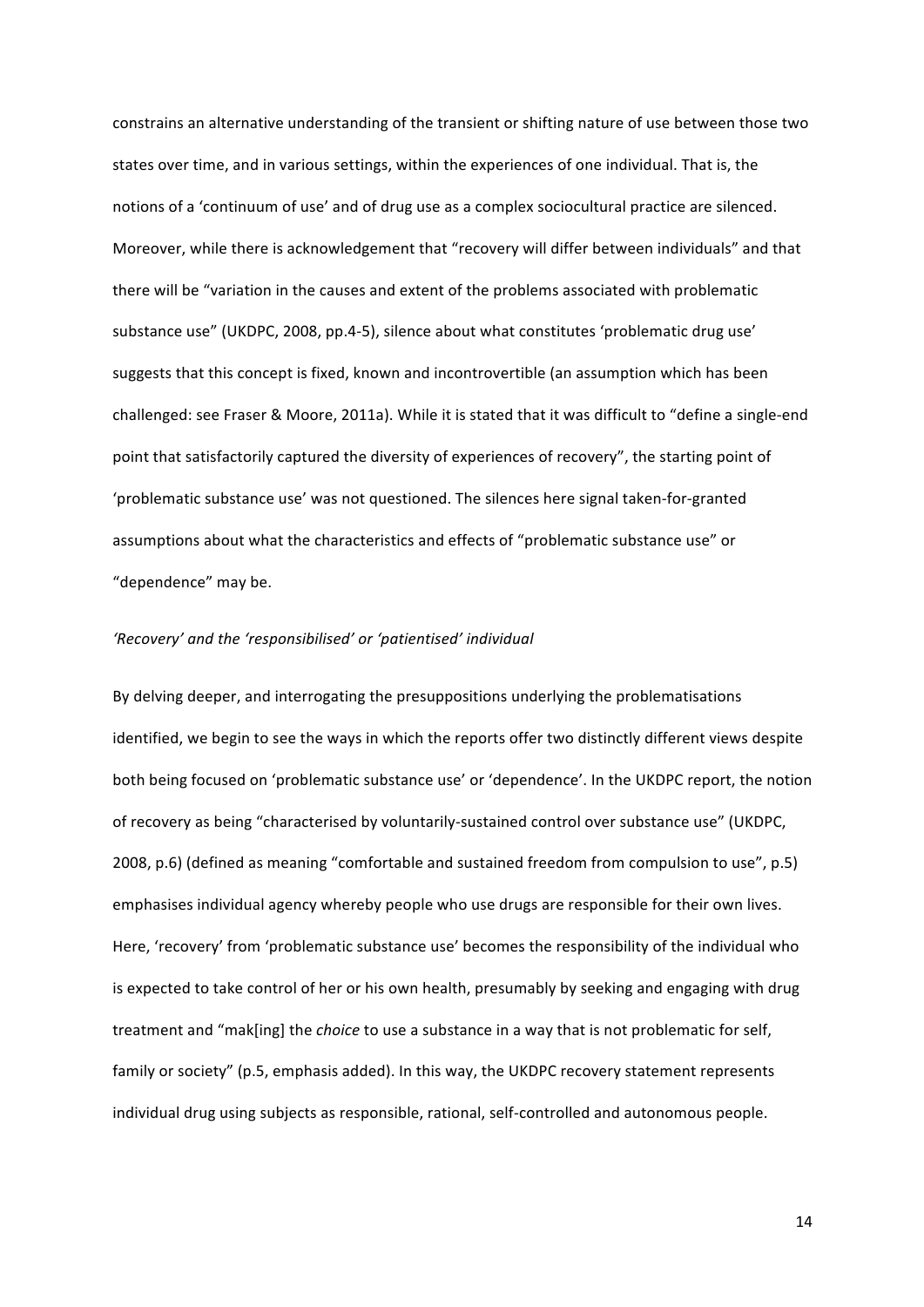constrains an alternative understanding of the transient or shifting nature of use between those two states over time, and in various settings, within the experiences of one individual. That is, the notions of a 'continuum of use' and of drug use as a complex sociocultural practice are silenced. Moreover, while there is acknowledgement that "recovery will differ between individuals" and that there will be "variation in the causes and extent of the problems associated with problematic substance use" (UKDPC, 2008, pp.4-5), silence about what constitutes 'problematic drug use' suggests that this concept is fixed, known and incontrovertible (an assumption which has been challenged: see Fraser & Moore, 2011a). While it is stated that it was difficult to "define a single-end point that satisfactorily captured the diversity of experiences of recovery", the starting point of 'problematic substance use' was not questioned. The silences here signal taken-for-granted assumptions about what the characteristics and effects of "problematic substance use" or "dependence" may be.

*'Recovery' and the 'responsibilised' or 'patientised' individual*

By delving deeper, and interrogating the presuppositions underlying the problematisations identified, we begin to see the ways in which the reports offer two distinctly different views despite both being focused on 'problematic substance use' or 'dependence'. In the UKDPC report, the notion of recovery as being "characterised by voluntarily-sustained control over substance use" (UKDPC, 2008, p.6) (defined as meaning "comfortable and sustained freedom from compulsion to use", p.5) emphasises individual agency whereby people who use drugs are responsible for their own lives. Here, 'recovery' from 'problematic substance use' becomes the responsibility of the individual who is expected to take control of her or his own health, presumably by seeking and engaging with drug treatment and "mak[ing] the *choice* to use a substance in a way that is not problematic for self, family or society" (p.5, emphasis added). In this way, the UKDPC recovery statement represents individual drug using subjects as responsible, rational, self-controlled and autonomous people.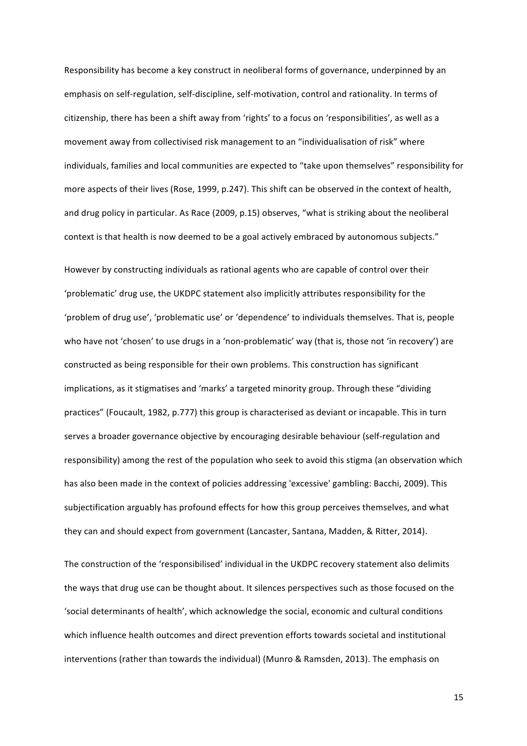Responsibility has become a key construct in neoliberal forms of governance, underpinned by an emphasis on self-regulation, self-discipline, self-motivation, control and rationality. In terms of citizenship, there has been a shift away from 'rights' to a focus on 'responsibilities', as well as a movement away from collectivised risk management to an "individualisation of risk" where individuals, families and local communities are expected to "take upon themselves" responsibility for more aspects of their lives (Rose, 1999, p.247). This shift can be observed in the context of health, and drug policy in particular. As Race (2009, p.15) observes, "what is striking about the neoliberal context is that health is now deemed to be a goal actively embraced by autonomous subjects."

However by constructing individuals as rational agents who are capable of control over their 'problematic' drug use, the UKDPC statement also implicitly attributes responsibility for the 'problem of drug use', 'problematic use' or 'dependence' to individuals themselves. That is, people who have not 'chosen' to use drugs in a 'non-problematic' way (that is, those not 'in recovery') are constructed as being responsible for their own problems. This construction has significant implications, as it stigmatises and 'marks' a targeted minority group. Through these "dividing practices" (Foucault, 1982, p.777) this group is characterised as deviant or incapable. This in turn serves a broader governance objective by encouraging desirable behaviour (self-regulation and responsibility) among the rest of the population who seek to avoid this stigma (an observation which has also been made in the context of policies addressing 'excessive' gambling: Bacchi, 2009). This subjectification arguably has profound effects for how this group perceives themselves, and what they can and should expect from government (Lancaster, Santana, Madden, & Ritter, 2014).

The construction of the 'responsibilised' individual in the UKDPC recovery statement also delimits the ways that drug use can be thought about. It silences perspectives such as those focused on the 'social determinants of health', which acknowledge the social, economic and cultural conditions which influence health outcomes and direct prevention efforts towards societal and institutional interventions (rather than towards the individual) (Munro & Ramsden, 2013). The emphasis on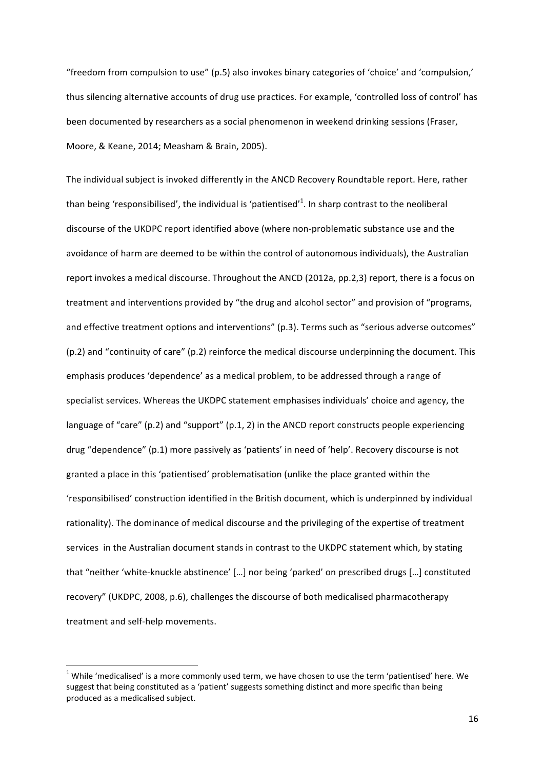"freedom from compulsion to use" (p.5) also invokes binary categories of 'choice' and 'compulsion,' thus silencing alternative accounts of drug use practices. For example, 'controlled loss of control' has been documented by researchers as a social phenomenon in weekend drinking sessions (Fraser, Moore, & Keane, 2014; Measham & Brain, 2005).

The individual subject is invoked differently in the ANCD Recovery Roundtable report. Here, rather than being 'responsibilised', the individual is 'patientised'[1]. In sharp contrast to the neoliberal discourse of the UKDPC report identified above (where non-problematic substance use and the avoidance of harm are deemed to be within the control of autonomous individuals), the Australian report invokes a medical discourse. Throughout the ANCD (2012a, pp.2,3) report, there is a focus on treatment and interventions provided by "the drug and alcohol sector" and provision of "programs, and effective treatment options and interventions" (p.3). Terms such as "serious adverse outcomes" (p.2) and "continuity of care" (p.2) reinforce the medical discourse underpinning the document. This emphasis produces 'dependence' as a medical problem, to be addressed through a range of specialist services. Whereas the UKDPC statement emphasises individuals' choice and agency, the language of "care" (p.2) and "support" (p.1, 2) in the ANCD report constructs people experiencing drug "dependence" (p.1) more passively as 'patients' in need of 'help'. Recovery discourse is not granted a place in this 'patientised' problematisation (unlike the place granted within the 'responsibilised' construction identified in the British document, which is underpinned by individual rationality). The dominance of medical discourse and the privileging of the expertise of treatment services in the Australian document stands in contrast to the UKDPC statement which, by stating that "neither 'white-knuckle abstinence' […] nor being 'parked' on prescribed drugs […] constituted recovery" (UKDPC, 2008, p.6), challenges the discourse of both medicalised pharmacotherapy treatment and self-help movements.

[1] While 'medicalised' is a more commonly used term, we have chosen to use the term 'patientised' here. We suggest that being constituted as a 'patient' suggests something distinct and more specific than being produced as a medicalised subject.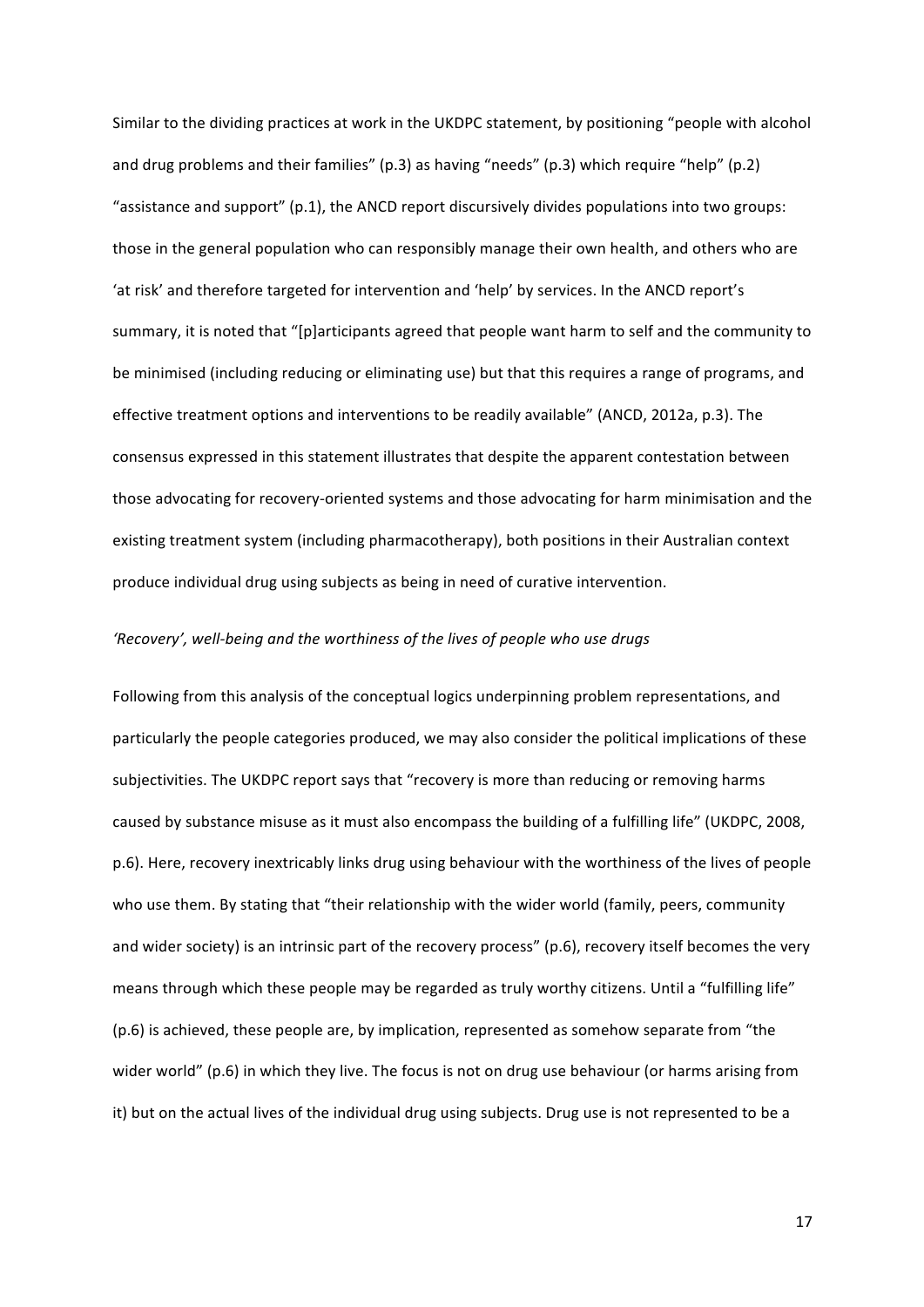Similar to the dividing practices at work in the UKDPC statement, by positioning "people with alcohol and drug problems and their families" (p.3) as having "needs" (p.3) which require "help" (p.2) "assistance and support" (p.1), the ANCD report discursively divides populations into two groups: those in the general population who can responsibly manage their own health, and others who are 'at risk' and therefore targeted for intervention and 'help' by services. In the ANCD report's summary, it is noted that "[p]articipants agreed that people want harm to self and the community to be minimised (including reducing or eliminating use) but that this requires a range of programs, and effective treatment options and interventions to be readily available" (ANCD, 2012a, p.3). The consensus expressed in this statement illustrates that despite the apparent contestation between those advocating for recovery-oriented systems and those advocating for harm minimisation and the existing treatment system (including pharmacotherapy), both positions in their Australian context produce individual drug using subjects as being in need of curative intervention.

*'Recovery', well-being and the worthiness of the lives of people who use drugs*

Following from this analysis of the conceptual logics underpinning problem representations, and particularly the people categories produced, we may also consider the political implications of these subjectivities. The UKDPC report says that "recovery is more than reducing or removing harms caused by substance misuse as it must also encompass the building of a fulfilling life" (UKDPC, 2008, p.6). Here, recovery inextricably links drug using behaviour with the worthiness of the lives of people who use them. By stating that "their relationship with the wider world (family, peers, community and wider society) is an intrinsic part of the recovery process" (p.6), recovery itself becomes the very means through which these people may be regarded as truly worthy citizens. Until a "fulfilling life" (p.6) is achieved, these people are, by implication, represented as somehow separate from "the wider world" (p.6) in which they live. The focus is not on drug use behaviour (or harms arising from it) but on the actual lives of the individual drug using subjects. Drug use is not represented to be a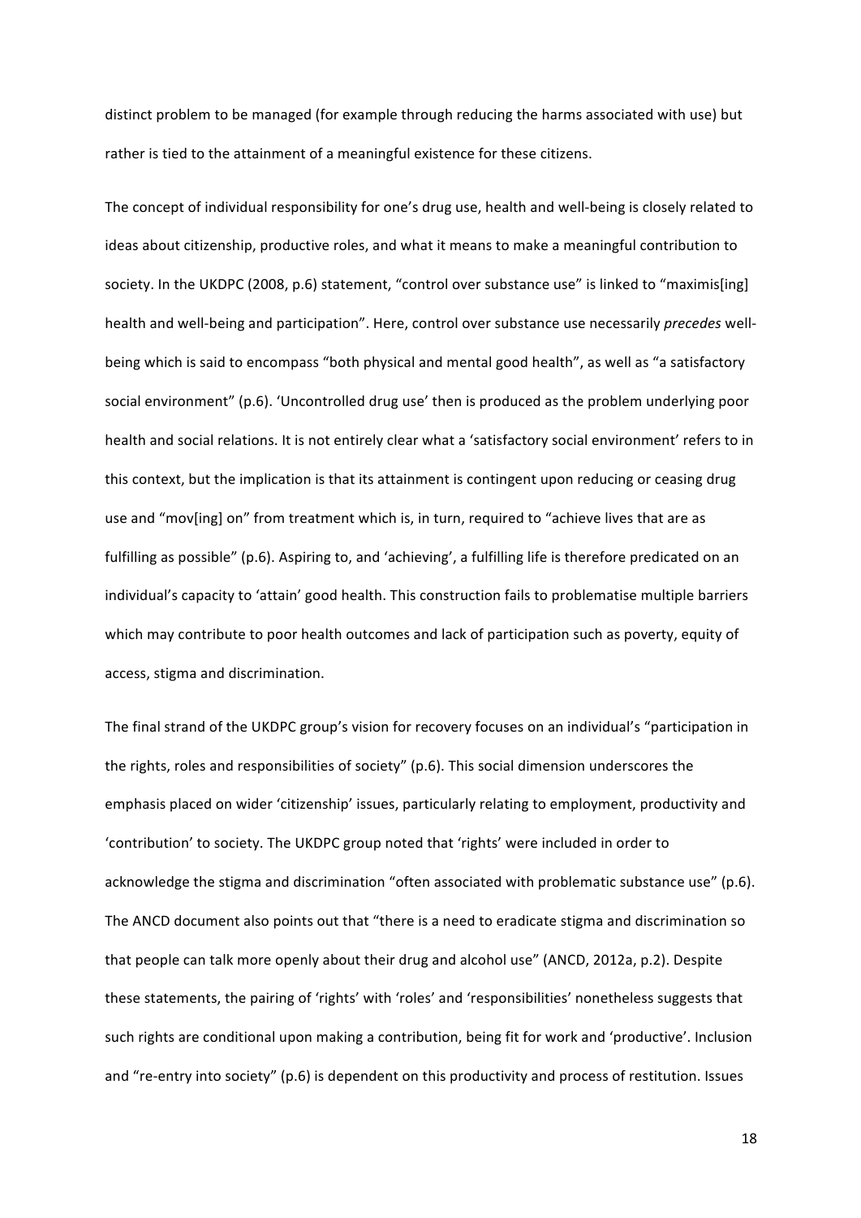distinct problem to be managed (for example through reducing the harms associated with use) but rather is tied to the attainment of a meaningful existence for these citizens.

The concept of individual responsibility for one's drug use, health and well-being is closely related to ideas about citizenship, productive roles, and what it means to make a meaningful contribution to society. In the UKDPC (2008, p.6) statement, "control over substance use" is linked to "maximis[ing] health and well-being and participation". Here, control over substance use necessarily *precedes* well-being which is said to encompass "both physical and mental good health", as well as "a satisfactory social environment" (p.6). 'Uncontrolled drug use' then is produced as the problem underlying poor health and social relations. It is not entirely clear what a 'satisfactory social environment' refers to in this context, but the implication is that its attainment is contingent upon reducing or ceasing drug use and "mov[ing] on" from treatment which is, in turn, required to "achieve lives that are as fulfilling as possible" (p.6). Aspiring to, and 'achieving', a fulfilling life is therefore predicated on an individual's capacity to 'attain' good health. This construction fails to problematise multiple barriers which may contribute to poor health outcomes and lack of participation such as poverty, equity of access, stigma and discrimination.

The final strand of the UKDPC group's vision for recovery focuses on an individual's "participation in the rights, roles and responsibilities of society" (p.6). This social dimension underscores the emphasis placed on wider 'citizenship' issues, particularly relating to employment, productivity and 'contribution' to society. The UKDPC group noted that 'rights' were included in order to acknowledge the stigma and discrimination "often associated with problematic substance use" (p.6). The ANCD document also points out that "there is a need to eradicate stigma and discrimination so that people can talk more openly about their drug and alcohol use" (ANCD, 2012a, p.2). Despite these statements, the pairing of 'rights' with 'roles' and 'responsibilities' nonetheless suggests that such rights are conditional upon making a contribution, being fit for work and 'productive'. Inclusion and "re-entry into society" (p.6) is dependent on this productivity and process of restitution. Issues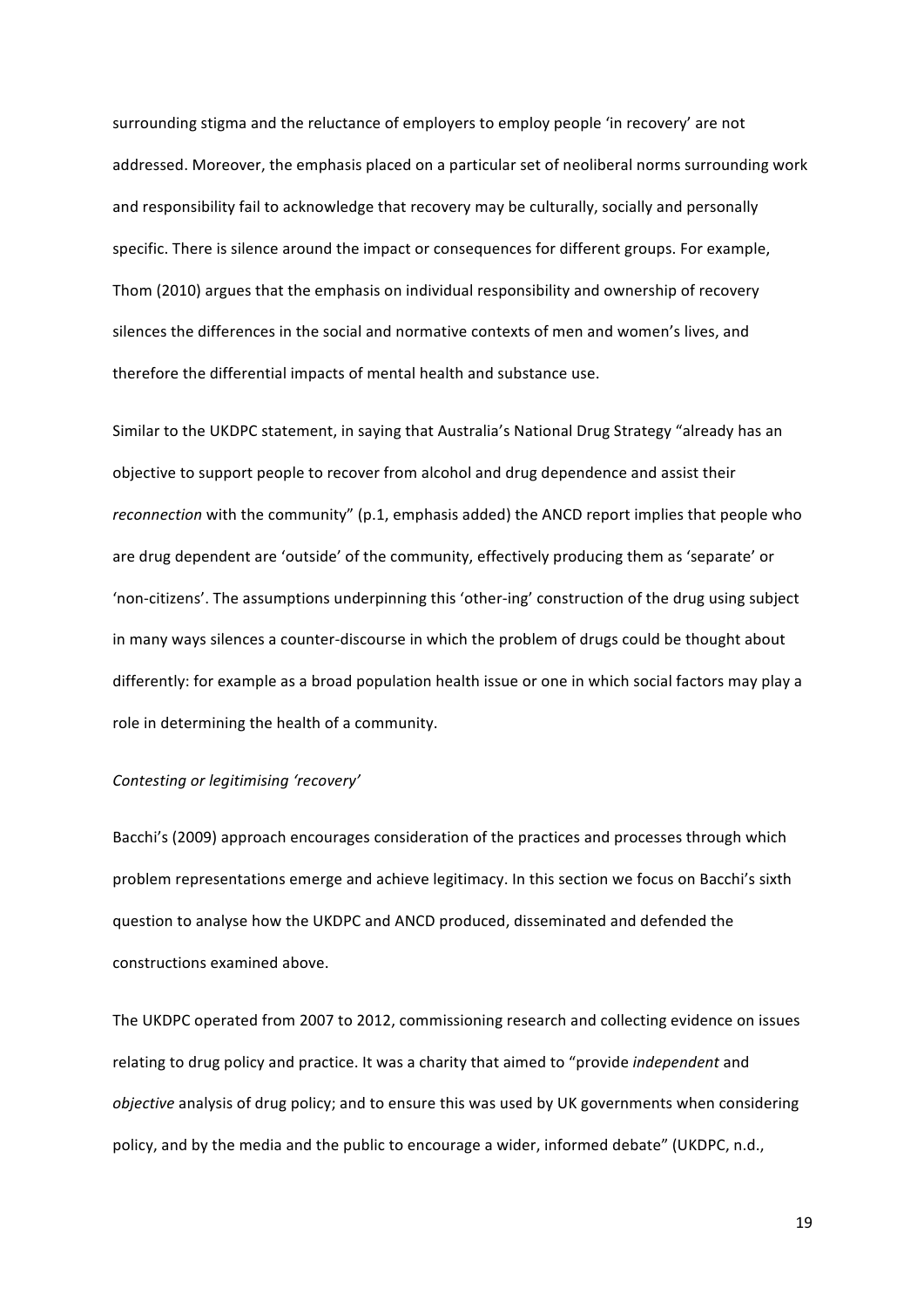surrounding stigma and the reluctance of employers to employ people 'in recovery' are not addressed. Moreover, the emphasis placed on a particular set of neoliberal norms surrounding work and responsibility fail to acknowledge that recovery may be culturally, socially and personally specific. There is silence around the impact or consequences for different groups. For example, Thom (2010) argues that the emphasis on individual responsibility and ownership of recovery silences the differences in the social and normative contexts of men and women's lives, and therefore the differential impacts of mental health and substance use.

Similar to the UKDPC statement, in saying that Australia's National Drug Strategy "already has an objective to support people to recover from alcohol and drug dependence and assist their *reconnection* with the community" (p.1, emphasis added) the ANCD report implies that people who are drug dependent are 'outside' of the community, effectively producing them as 'separate' or 'non-citizens'. The assumptions underpinning this 'other-ing' construction of the drug using subject in many ways silences a counter-discourse in which the problem of drugs could be thought about differently: for example as a broad population health issue or one in which social factors may play a role in determining the health of a community.

*Contesting or legitimising 'recovery'*

Bacchi's (2009) approach encourages consideration of the practices and processes through which problem representations emerge and achieve legitimacy. In this section we focus on Bacchi's sixth question to analyse how the UKDPC and ANCD produced, disseminated and defended the constructions examined above.

The UKDPC operated from 2007 to 2012, commissioning research and collecting evidence on issues relating to drug policy and practice. It was a charity that aimed to "provide *independent* and *objective* analysis of drug policy; and to ensure this was used by UK governments when considering policy, and by the media and the public to encourage a wider, informed debate" (UKDPC, n.d.,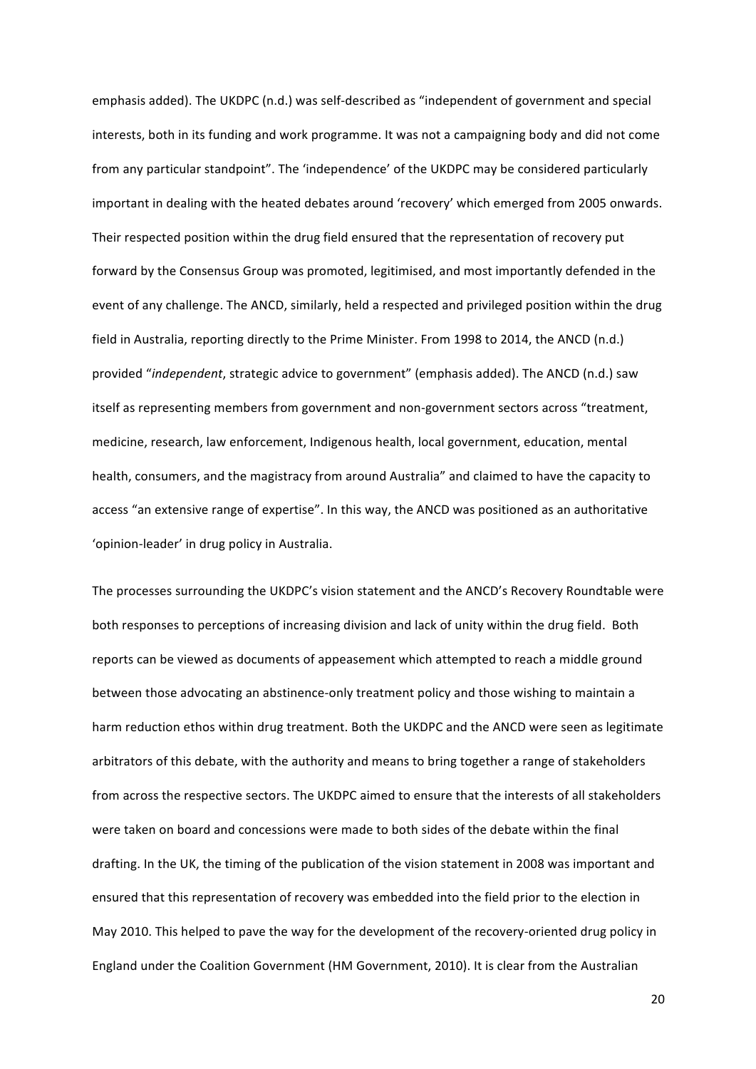emphasis added). The UKDPC (n.d.) was self-described as "independent of government and special interests, both in its funding and work programme. It was not a campaigning body and did not come from any particular standpoint". The 'independence' of the UKDPC may be considered particularly important in dealing with the heated debates around 'recovery' which emerged from 2005 onwards. Their respected position within the drug field ensured that the representation of recovery put forward by the Consensus Group was promoted, legitimised, and most importantly defended in the event of any challenge. The ANCD, similarly, held a respected and privileged position within the drug field in Australia, reporting directly to the Prime Minister. From 1998 to 2014, the ANCD (n.d.) provided "*independent*, strategic advice to government" (emphasis added). The ANCD (n.d.) saw itself as representing members from government and non-government sectors across "treatment, medicine, research, law enforcement, Indigenous health, local government, education, mental health, consumers, and the magistracy from around Australia" and claimed to have the capacity to access "an extensive range of expertise". In this way, the ANCD was positioned as an authoritative 'opinion-leader' in drug policy in Australia.

The processes surrounding the UKDPC's vision statement and the ANCD's Recovery Roundtable were both responses to perceptions of increasing division and lack of unity within the drug field. Both reports can be viewed as documents of appeasement which attempted to reach a middle ground between those advocating an abstinence-only treatment policy and those wishing to maintain a harm reduction ethos within drug treatment. Both the UKDPC and the ANCD were seen as legitimate arbitrators of this debate, with the authority and means to bring together a range of stakeholders from across the respective sectors. The UKDPC aimed to ensure that the interests of all stakeholders were taken on board and concessions were made to both sides of the debate within the final drafting. In the UK, the timing of the publication of the vision statement in 2008 was important and ensured that this representation of recovery was embedded into the field prior to the election in May 2010. This helped to pave the way for the development of the recovery-oriented drug policy in England under the Coalition Government (HM Government, 2010). It is clear from the Australian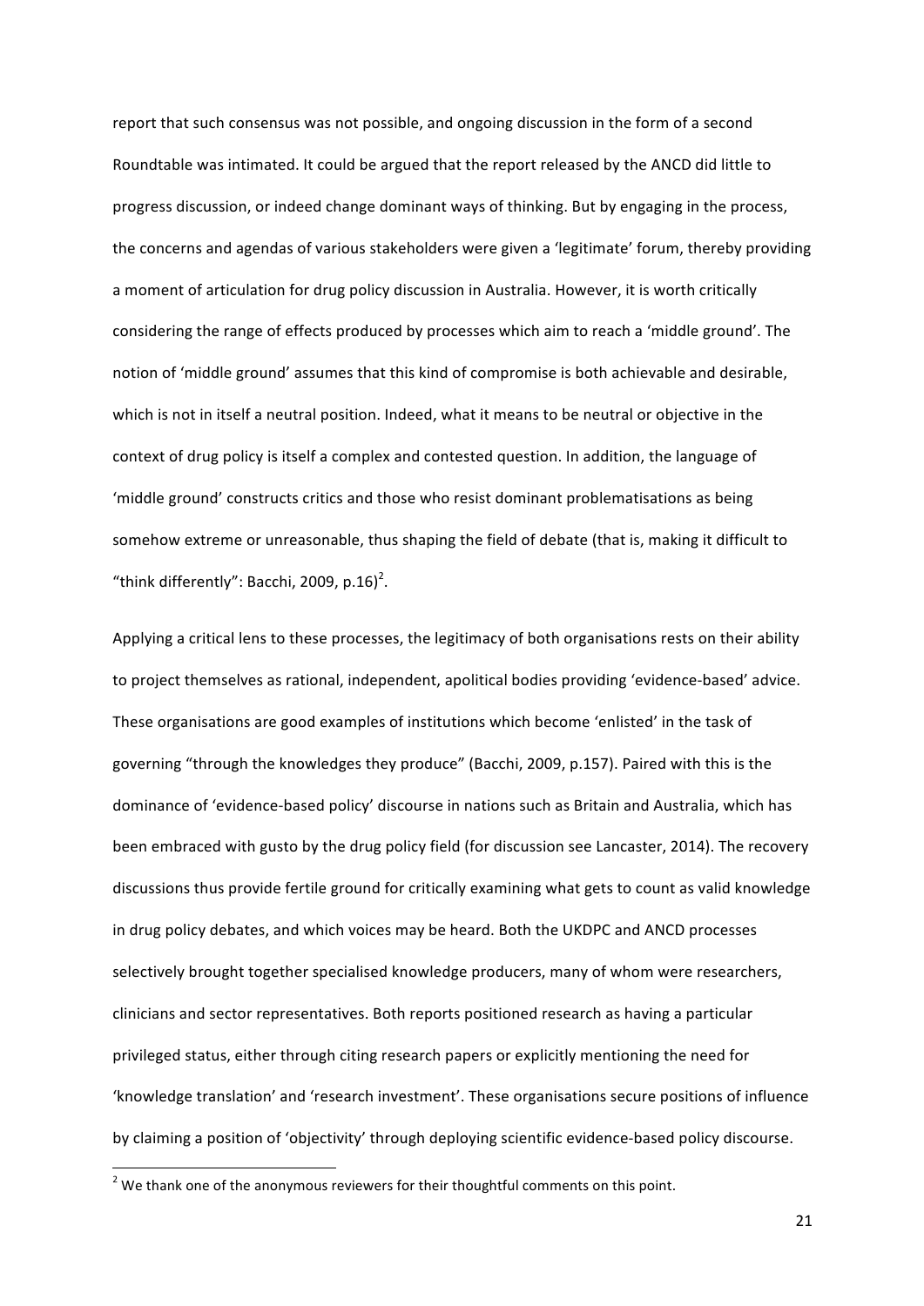report that such consensus was not possible, and ongoing discussion in the form of a second Roundtable was intimated. It could be argued that the report released by the ANCD did little to progress discussion, or indeed change dominant ways of thinking. But by engaging in the process, the concerns and agendas of various stakeholders were given a 'legitimate' forum, thereby providing a moment of articulation for drug policy discussion in Australia. However, it is worth critically considering the range of effects produced by processes which aim to reach a 'middle ground'. The notion of 'middle ground' assumes that this kind of compromise is both achievable and desirable, which is not in itself a neutral position. Indeed, what it means to be neutral or objective in the context of drug policy is itself a complex and contested question. In addition, the language of 'middle ground' constructs critics and those who resist dominant problematisations as being somehow extreme or unreasonable, thus shaping the field of debate (that is, making it difficult to "think differently": Bacchi, 2009, p.16)[2].

Applying a critical lens to these processes, the legitimacy of both organisations rests on their ability to project themselves as rational, independent, apolitical bodies providing 'evidence-based' advice. These organisations are good examples of institutions which become 'enlisted' in the task of governing "through the knowledges they produce" (Bacchi, 2009, p.157). Paired with this is the dominance of 'evidence-based policy' discourse in nations such as Britain and Australia, which has been embraced with gusto by the drug policy field (for discussion see Lancaster, 2014). The recovery discussions thus provide fertile ground for critically examining what gets to count as valid knowledge in drug policy debates, and which voices may be heard. Both the UKDPC and ANCD processes selectively brought together specialised knowledge producers, many of whom were researchers, clinicians and sector representatives. Both reports positioned research as having a particular privileged status, either through citing research papers or explicitly mentioning the need for 'knowledge translation' and 'research investment'. These organisations secure positions of influence by claiming a position of 'objectivity' through deploying scientific evidence-based policy discourse.

[2] We thank one of the anonymous reviewers for their thoughtful comments on this point.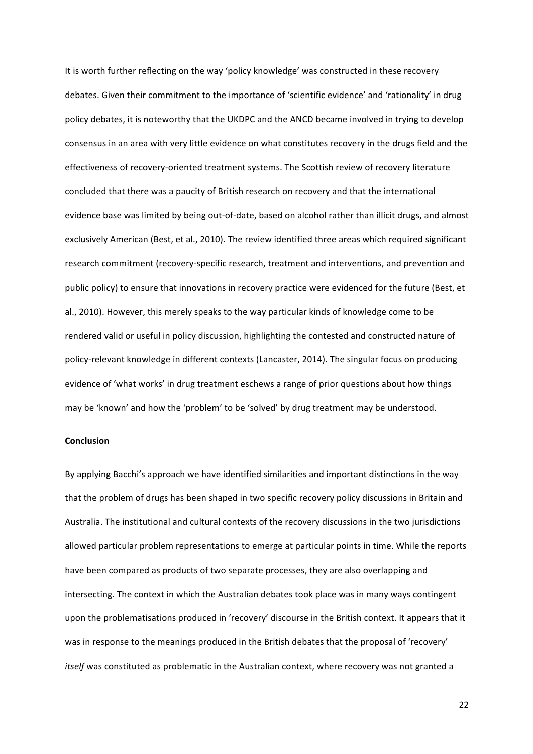It is worth further reflecting on the way 'policy knowledge' was constructed in these recovery debates. Given their commitment to the importance of 'scientific evidence' and 'rationality' in drug policy debates, it is noteworthy that the UKDPC and the ANCD became involved in trying to develop consensus in an area with very little evidence on what constitutes recovery in the drugs field and the effectiveness of recovery-oriented treatment systems. The Scottish review of recovery literature concluded that there was a paucity of British research on recovery and that the international evidence base was limited by being out-of-date, based on alcohol rather than illicit drugs, and almost exclusively American (Best, et al., 2010). The review identified three areas which required significant research commitment (recovery-specific research, treatment and interventions, and prevention and public policy) to ensure that innovations in recovery practice were evidenced for the future (Best, et al., 2010). However, this merely speaks to the way particular kinds of knowledge come to be rendered valid or useful in policy discussion, highlighting the contested and constructed nature of policy-relevant knowledge in different contexts (Lancaster, 2014). The singular focus on producing evidence of 'what works' in drug treatment eschews a range of prior questions about how things may be 'known' and how the 'problem' to be 'solved' by drug treatment may be understood.

**Conclusion**

By applying Bacchi's approach we have identified similarities and important distinctions in the way that the problem of drugs has been shaped in two specific recovery policy discussions in Britain and Australia. The institutional and cultural contexts of the recovery discussions in the two jurisdictions allowed particular problem representations to emerge at particular points in time. While the reports have been compared as products of two separate processes, they are also overlapping and intersecting. The context in which the Australian debates took place was in many ways contingent upon the problematisations produced in 'recovery' discourse in the British context. It appears that it was in response to the meanings produced in the British debates that the proposal of 'recovery' *itself* was constituted as problematic in the Australian context, where recovery was not granted a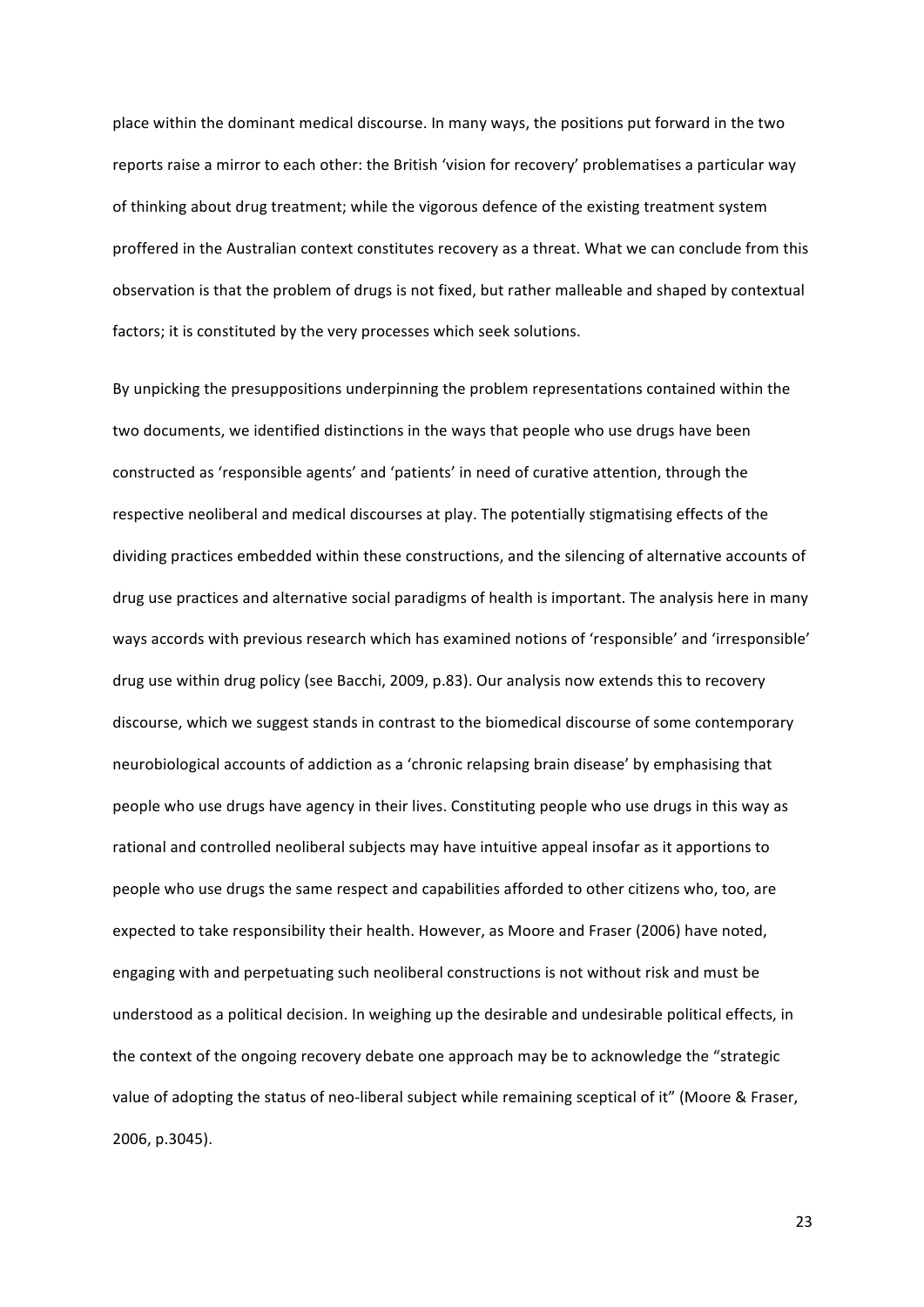place within the dominant medical discourse. In many ways, the positions put forward in the two reports raise a mirror to each other: the British 'vision for recovery' problematises a particular way of thinking about drug treatment; while the vigorous defence of the existing treatment system proffered in the Australian context constitutes recovery as a threat. What we can conclude from this observation is that the problem of drugs is not fixed, but rather malleable and shaped by contextual factors; it is constituted by the very processes which seek solutions.

By unpicking the presuppositions underpinning the problem representations contained within the two documents, we identified distinctions in the ways that people who use drugs have been constructed as 'responsible agents' and 'patients' in need of curative attention, through the respective neoliberal and medical discourses at play. The potentially stigmatising effects of the dividing practices embedded within these constructions, and the silencing of alternative accounts of drug use practices and alternative social paradigms of health is important. The analysis here in many ways accords with previous research which has examined notions of 'responsible' and 'irresponsible' drug use within drug policy (see Bacchi, 2009, p.83). Our analysis now extends this to recovery discourse, which we suggest stands in contrast to the biomedical discourse of some contemporary neurobiological accounts of addiction as a 'chronic relapsing brain disease' by emphasising that people who use drugs have agency in their lives. Constituting people who use drugs in this way as rational and controlled neoliberal subjects may have intuitive appeal insofar as it apportions to people who use drugs the same respect and capabilities afforded to other citizens who, too, are expected to take responsibility their health. However, as Moore and Fraser (2006) have noted, engaging with and perpetuating such neoliberal constructions is not without risk and must be understood as a political decision. In weighing up the desirable and undesirable political effects, in the context of the ongoing recovery debate one approach may be to acknowledge the "strategic value of adopting the status of neo-liberal subject while remaining sceptical of it" (Moore & Fraser, 2006, p.3045).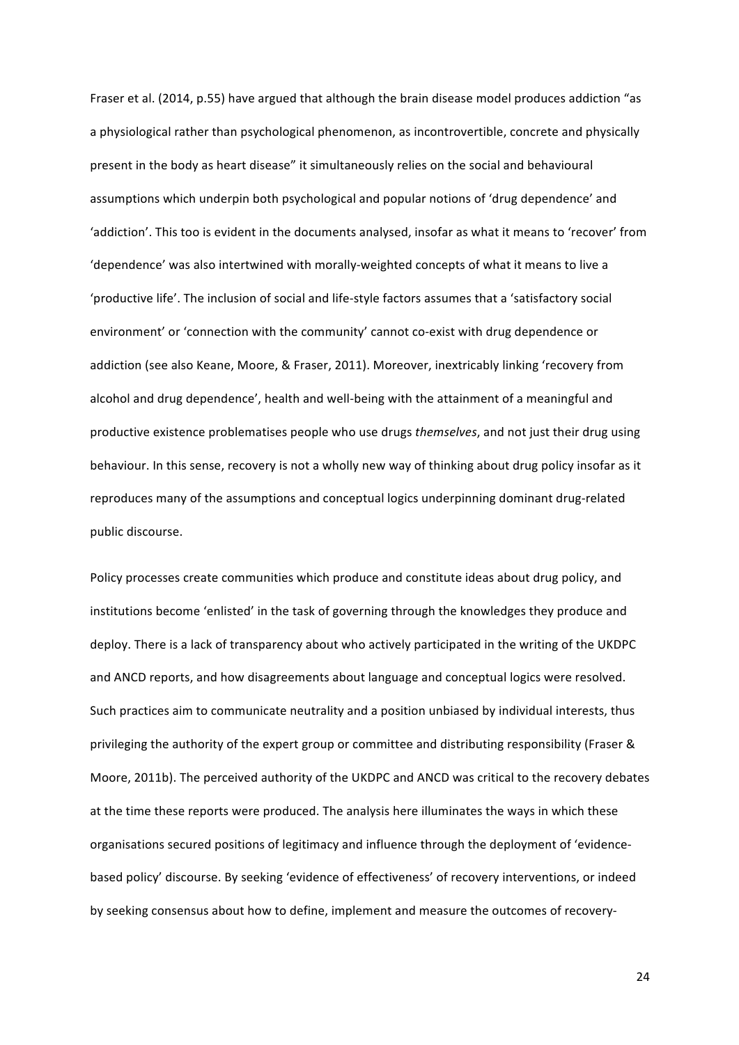Fraser et al. (2014, p.55) have argued that although the brain disease model produces addiction "as a physiological rather than psychological phenomenon, as incontrovertible, concrete and physically present in the body as heart disease" it simultaneously relies on the social and behavioural assumptions which underpin both psychological and popular notions of 'drug dependence' and 'addiction'. This too is evident in the documents analysed, insofar as what it means to 'recover' from 'dependence' was also intertwined with morally-weighted concepts of what it means to live a 'productive life'. The inclusion of social and life-style factors assumes that a 'satisfactory social environment' or 'connection with the community' cannot co-exist with drug dependence or addiction (see also Keane, Moore, & Fraser, 2011). Moreover, inextricably linking 'recovery from alcohol and drug dependence', health and well-being with the attainment of a meaningful and productive existence problematises people who use drugs *themselves*, and not just their drug using behaviour. In this sense, recovery is not a wholly new way of thinking about drug policy insofar as it reproduces many of the assumptions and conceptual logics underpinning dominant drug-related public discourse.

Policy processes create communities which produce and constitute ideas about drug policy, and institutions become 'enlisted' in the task of governing through the knowledges they produce and deploy. There is a lack of transparency about who actively participated in the writing of the UKDPC and ANCD reports, and how disagreements about language and conceptual logics were resolved. Such practices aim to communicate neutrality and a position unbiased by individual interests, thus privileging the authority of the expert group or committee and distributing responsibility (Fraser & Moore, 2011b). The perceived authority of the UKDPC and ANCD was critical to the recovery debates at the time these reports were produced. The analysis here illuminates the ways in which these organisations secured positions of legitimacy and influence through the deployment of 'evidence-based policy' discourse. By seeking 'evidence of effectiveness' of recovery interventions, or indeed by seeking consensus about how to define, implement and measure the outcomes of recovery-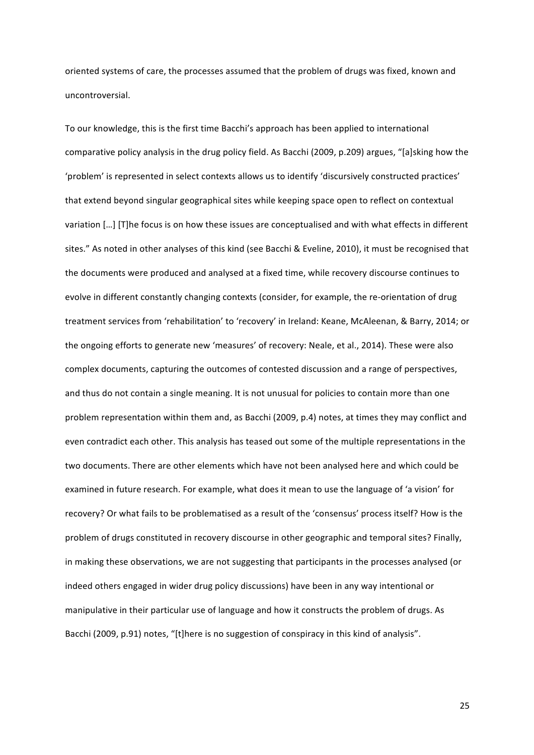oriented systems of care, the processes assumed that the problem of drugs was fixed, known and uncontroversial.

To our knowledge, this is the first time Bacchi's approach has been applied to international comparative policy analysis in the drug policy field. As Bacchi (2009, p.209) argues, "[a]sking how the 'problem' is represented in select contexts allows us to identify 'discursively constructed practices' that extend beyond singular geographical sites while keeping space open to reflect on contextual variation […] [T]he focus is on how these issues are conceptualised and with what effects in different sites." As noted in other analyses of this kind (see Bacchi & Eveline, 2010), it must be recognised that the documents were produced and analysed at a fixed time, while recovery discourse continues to evolve in different constantly changing contexts (consider, for example, the re-orientation of drug treatment services from 'rehabilitation' to 'recovery' in Ireland: Keane, McAleenan, & Barry, 2014; or the ongoing efforts to generate new 'measures' of recovery: Neale, et al., 2014). These were also complex documents, capturing the outcomes of contested discussion and a range of perspectives, and thus do not contain a single meaning. It is not unusual for policies to contain more than one problem representation within them and, as Bacchi (2009, p.4) notes, at times they may conflict and even contradict each other. This analysis has teased out some of the multiple representations in the two documents. There are other elements which have not been analysed here and which could be examined in future research. For example, what does it mean to use the language of 'a vision' for recovery? Or what fails to be problematised as a result of the 'consensus' process itself? How is the problem of drugs constituted in recovery discourse in other geographic and temporal sites? Finally, in making these observations, we are not suggesting that participants in the processes analysed (or indeed others engaged in wider drug policy discussions) have been in any way intentional or manipulative in their particular use of language and how it constructs the problem of drugs. As Bacchi (2009, p.91) notes, "[t]here is no suggestion of conspiracy in this kind of analysis".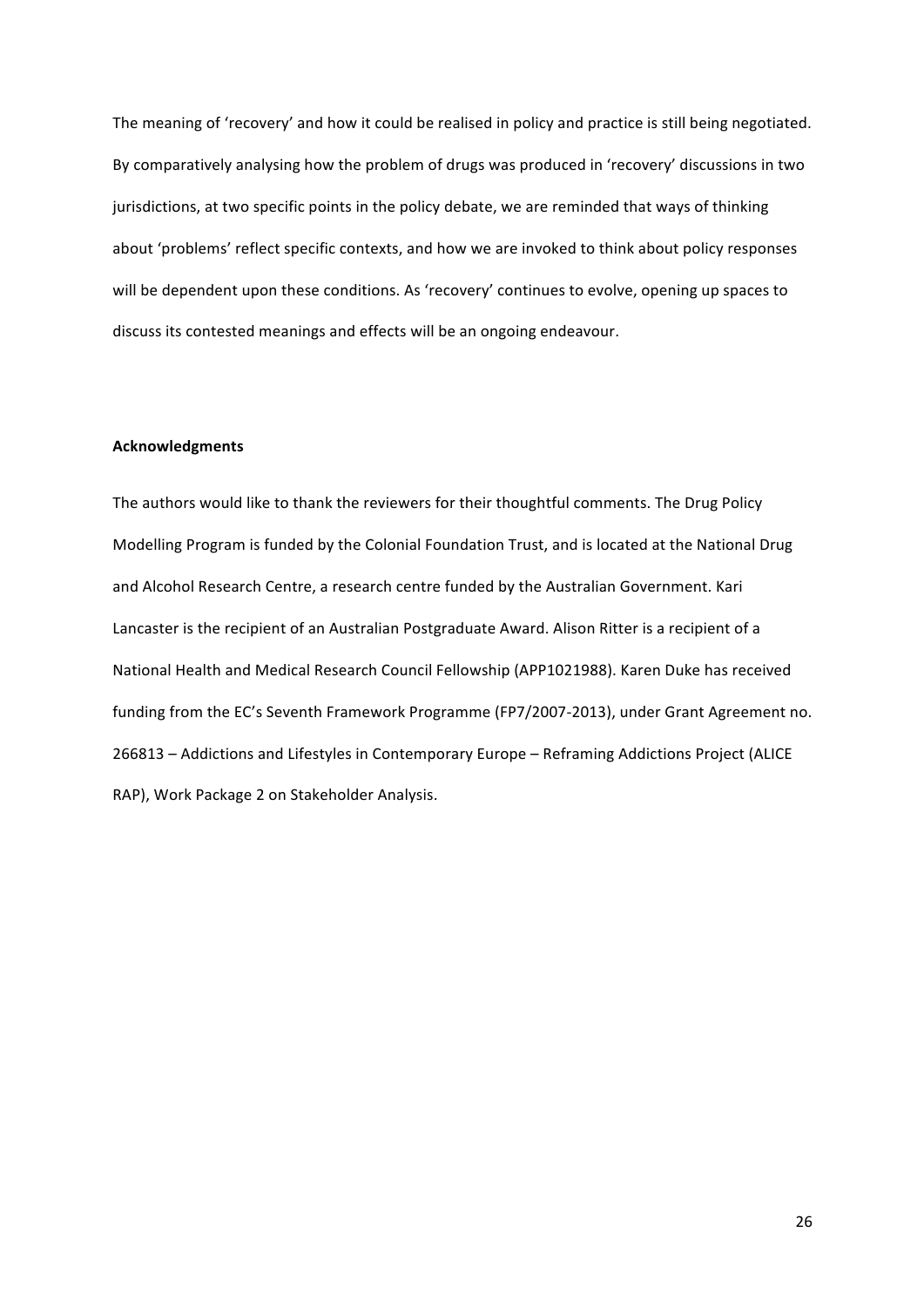The meaning of 'recovery' and how it could be realised in policy and practice is still being negotiated. By comparatively analysing how the problem of drugs was produced in 'recovery' discussions in two jurisdictions, at two specific points in the policy debate, we are reminded that ways of thinking about 'problems' reflect specific contexts, and how we are invoked to think about policy responses will be dependent upon these conditions. As 'recovery' continues to evolve, opening up spaces to discuss its contested meanings and effects will be an ongoing endeavour.

**Acknowledgments**

The authors would like to thank the reviewers for their thoughtful comments. The Drug Policy Modelling Program is funded by the Colonial Foundation Trust, and is located at the National Drug and Alcohol Research Centre, a research centre funded by the Australian Government. Kari Lancaster is the recipient of an Australian Postgraduate Award. Alison Ritter is a recipient of a National Health and Medical Research Council Fellowship (APP1021988). Karen Duke has received funding from the EC's Seventh Framework Programme (FP7/2007-2013), under Grant Agreement no. 266813 – Addictions and Lifestyles in Contemporary Europe – Reframing Addictions Project (ALICE RAP), Work Package 2 on Stakeholder Analysis.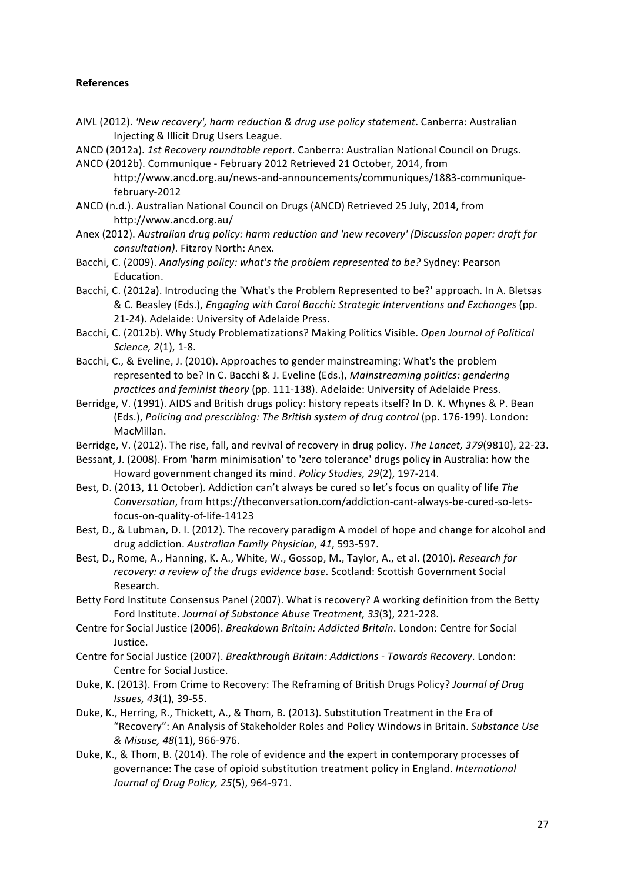**References**

AIVL (2012). *'New recovery', harm reduction & drug use policy statement*. Canberra: Australian Injecting & Illicit Drug Users League.

ANCD (2012a). *1st Recovery roundtable report*. Canberra: Australian National Council on Drugs.

ANCD (2012b). Communique - February 2012 Retrieved 21 October, 2014, from http://www.ancd.org.au/news-and-announcements/communiques/1883-communique-february-2012

ANCD (n.d.). Australian National Council on Drugs (ANCD) Retrieved 25 July, 2014, from http://www.ancd.org.au/

Anex (2012). *Australian drug policy: harm reduction and 'new recovery' (Discussion paper: draft for consultation)*. Fitzroy North: Anex.

Bacchi, C. (2009). *Analysing policy: what's the problem represented to be?* Sydney: Pearson Education.

Bacchi, C. (2012a). Introducing the 'What's the Problem Represented to be?' approach. In A. Bletsas & C. Beasley (Eds.), *Engaging with Carol Bacchi: Strategic Interventions and Exchanges* (pp. 21-24). Adelaide: University of Adelaide Press.

Bacchi, C. (2012b). Why Study Problematizations? Making Politics Visible. *Open Journal of Political Science, 2*(1), 1-8.

Bacchi, C., & Eveline, J. (2010). Approaches to gender mainstreaming: What's the problem represented to be? In C. Bacchi & J. Eveline (Eds.), *Mainstreaming politics: gendering practices and feminist theory* (pp. 111-138). Adelaide: University of Adelaide Press.

Berridge, V. (1991). AIDS and British drugs policy: history repeats itself? In D. K. Whynes & P. Bean (Eds.), *Policing and prescribing: The British system of drug control* (pp. 176-199). London: MacMillan.

Berridge, V. (2012). The rise, fall, and revival of recovery in drug policy. *The Lancet, 379*(9810), 22-23.

Bessant, J. (2008). From 'harm minimisation' to 'zero tolerance' drugs policy in Australia: how the Howard government changed its mind. *Policy Studies, 29*(2), 197-214.

Best, D. (2013, 11 October). Addiction can't always be cured so let's focus on quality of life *The Conversation*, from https://theconversation.com/addiction-cant-always-be-cured-so-lets-focus-on-quality-of-life-14123

Best, D., & Lubman, D. I. (2012). The recovery paradigm A model of hope and change for alcohol and drug addiction. *Australian Family Physician, 41*, 593-597.

Best, D., Rome, A., Hanning, K. A., White, W., Gossop, M., Taylor, A., et al. (2010). *Research for recovery: a review of the drugs evidence base*. Scotland: Scottish Government Social Research.

Betty Ford Institute Consensus Panel (2007). What is recovery? A working definition from the Betty Ford Institute. *Journal of Substance Abuse Treatment, 33*(3), 221-228.

Centre for Social Justice (2006). *Breakdown Britain: Addicted Britain*. London: Centre for Social Justice.

Centre for Social Justice (2007). *Breakthrough Britain: Addictions - Towards Recovery*. London: Centre for Social Justice.

Duke, K. (2013). From Crime to Recovery: The Reframing of British Drugs Policy? *Journal of Drug Issues, 43*(1), 39-55.

Duke, K., Herring, R., Thickett, A., & Thom, B. (2013). Substitution Treatment in the Era of "Recovery": An Analysis of Stakeholder Roles and Policy Windows in Britain. *Substance Use & Misuse, 48*(11), 966-976.

Duke, K., & Thom, B. (2014). The role of evidence and the expert in contemporary processes of governance: The case of opioid substitution treatment policy in England. *International Journal of Drug Policy, 25*(5), 964-971.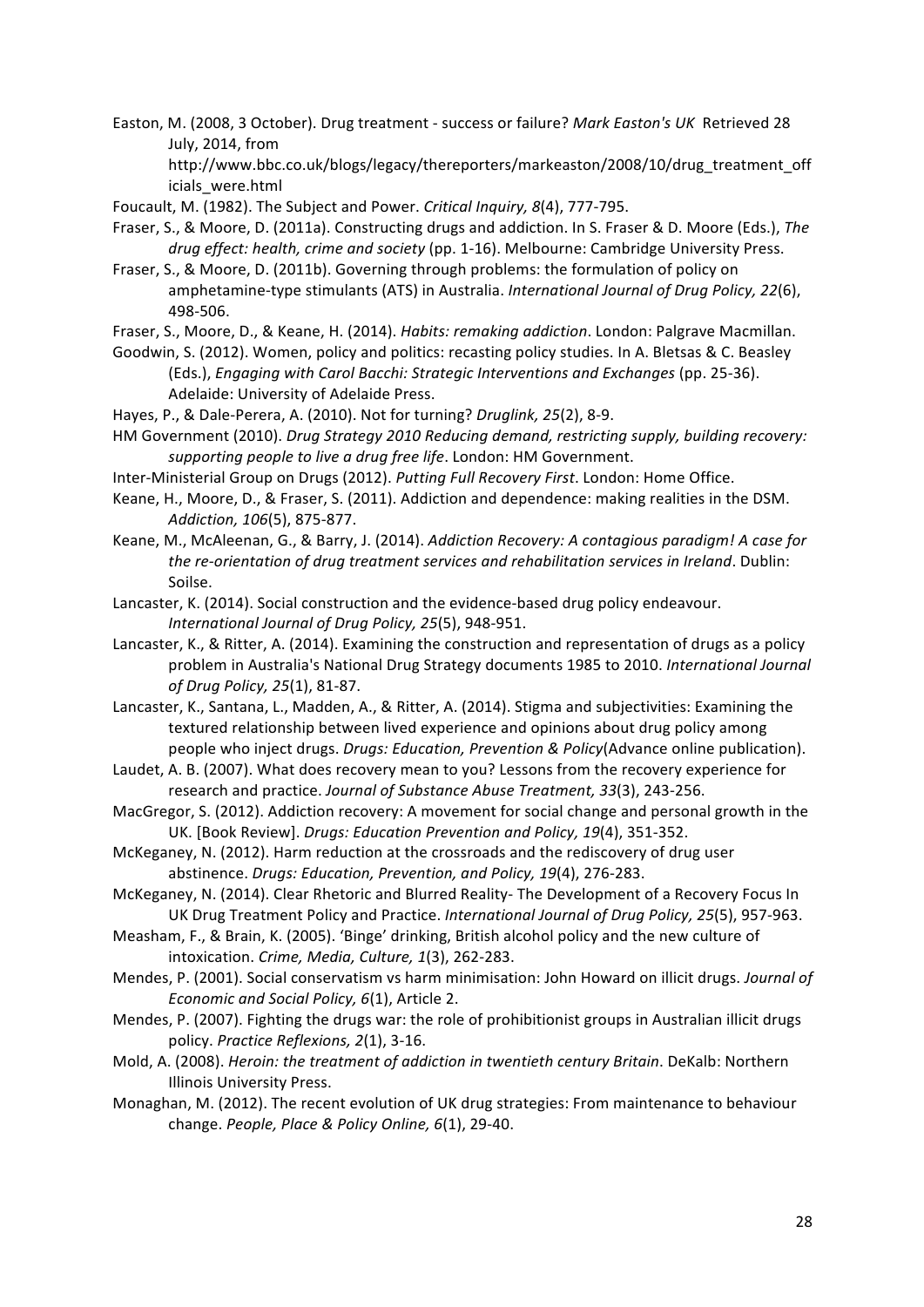Easton, M. (2008, 3 October). Drug treatment - success or failure? *Mark Easton's UK* Retrieved 28 July, 2014, from http://www.bbc.co.uk/blogs/legacy/thereporters/markeaston/2008/10/drug_treatment_officials_were.html

Foucault, M. (1982). The Subject and Power. *Critical Inquiry, 8*(4), 777-795.

Fraser, S., & Moore, D. (2011a). Constructing drugs and addiction. In S. Fraser & D. Moore (Eds.), *The drug effect: health, crime and society* (pp. 1-16). Melbourne: Cambridge University Press.

Fraser, S., & Moore, D. (2011b). Governing through problems: the formulation of policy on amphetamine-type stimulants (ATS) in Australia. *International Journal of Drug Policy, 22*(6), 498-506.

Fraser, S., Moore, D., & Keane, H. (2014). *Habits: remaking addiction*. London: Palgrave Macmillan.

Goodwin, S. (2012). Women, policy and politics: recasting policy studies. In A. Bletsas & C. Beasley (Eds.), *Engaging with Carol Bacchi: Strategic Interventions and Exchanges* (pp. 25-36). Adelaide: University of Adelaide Press.

Hayes, P., & Dale-Perera, A. (2010). Not for turning? *Druglink, 25*(2), 8-9.

HM Government (2010). *Drug Strategy 2010 Reducing demand, restricting supply, building recovery: supporting people to live a drug free life*. London: HM Government.

Inter-Ministerial Group on Drugs (2012). *Putting Full Recovery First*. London: Home Office.

Keane, H., Moore, D., & Fraser, S. (2011). Addiction and dependence: making realities in the DSM. *Addiction, 106*(5), 875-877.

Keane, M., McAleenan, G., & Barry, J. (2014). *Addiction Recovery: A contagious paradigm! A case for the re-orientation of drug treatment services and rehabilitation services in Ireland*. Dublin: Soilse.

Lancaster, K. (2014). Social construction and the evidence-based drug policy endeavour. *International Journal of Drug Policy, 25*(5), 948-951.

Lancaster, K., & Ritter, A. (2014). Examining the construction and representation of drugs as a policy problem in Australia's National Drug Strategy documents 1985 to 2010. *International Journal of Drug Policy, 25*(1), 81-87.

Lancaster, K., Santana, L., Madden, A., & Ritter, A. (2014). Stigma and subjectivities: Examining the textured relationship between lived experience and opinions about drug policy among people who inject drugs. *Drugs: Education, Prevention & Policy*(Advance online publication).

Laudet, A. B. (2007). What does recovery mean to you? Lessons from the recovery experience for research and practice. *Journal of Substance Abuse Treatment, 33*(3), 243-256.

MacGregor, S. (2012). Addiction recovery: A movement for social change and personal growth in the UK. [Book Review]. *Drugs: Education Prevention and Policy, 19*(4), 351-352.

McKeganey, N. (2012). Harm reduction at the crossroads and the rediscovery of drug user abstinence. *Drugs: Education, Prevention, and Policy, 19*(4), 276-283.

McKeganey, N. (2014). Clear Rhetoric and Blurred Reality- The Development of a Recovery Focus In UK Drug Treatment Policy and Practice. *International Journal of Drug Policy, 25*(5), 957-963.

Measham, F., & Brain, K. (2005). 'Binge' drinking, British alcohol policy and the new culture of intoxication. *Crime, Media, Culture, 1*(3), 262-283.

Mendes, P. (2001). Social conservatism vs harm minimisation: John Howard on illicit drugs. *Journal of Economic and Social Policy, 6*(1), Article 2.

Mendes, P. (2007). Fighting the drugs war: the role of prohibitionist groups in Australian illicit drugs policy. *Practice Reflexions, 2*(1), 3-16.

Mold, A. (2008). *Heroin: the treatment of addiction in twentieth century Britain*. DeKalb: Northern Illinois University Press.

Monaghan, M. (2012). The recent evolution of UK drug strategies: From maintenance to behaviour change. *People, Place & Policy Online, 6*(1), 29-40.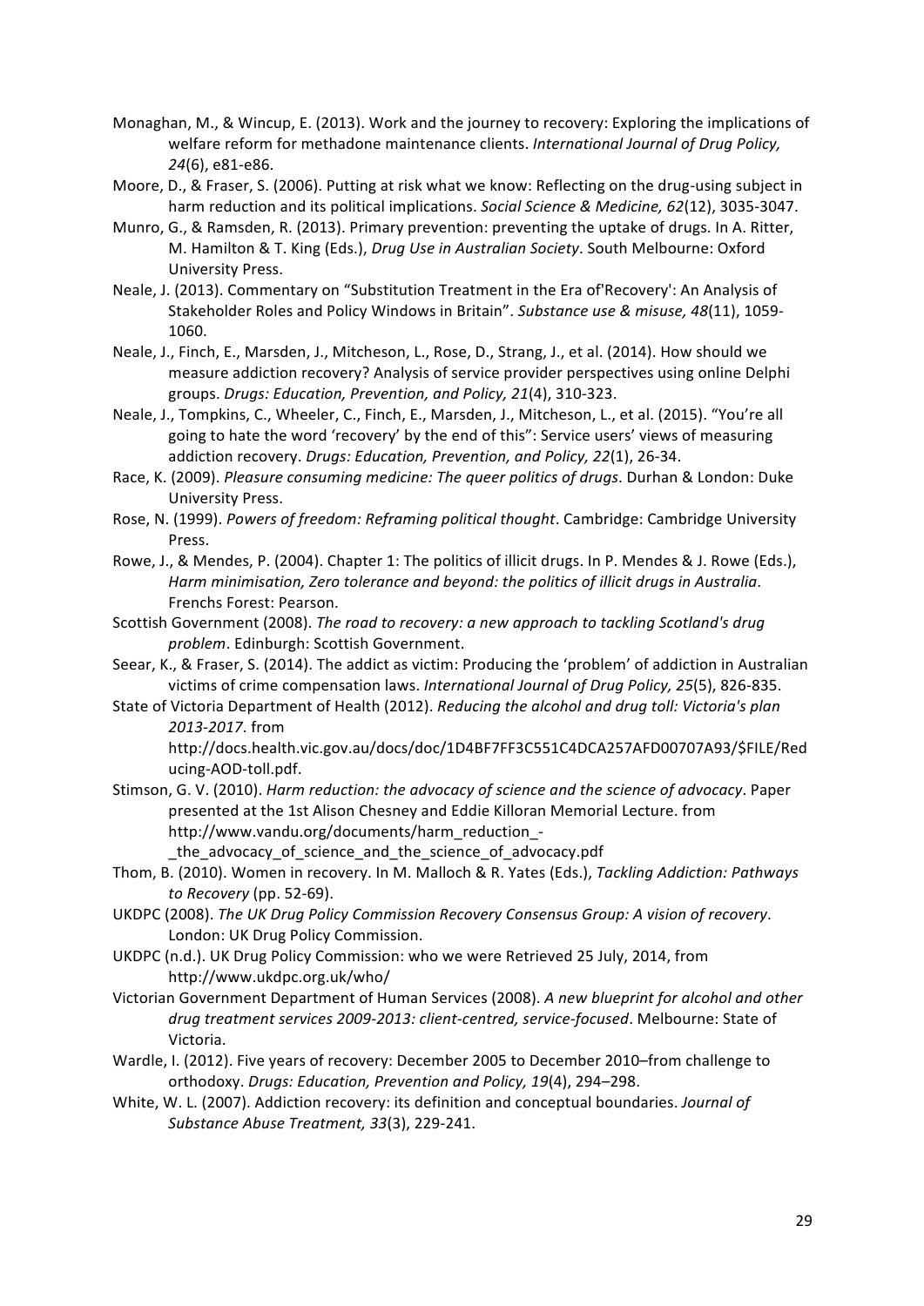Monaghan, M., & Wincup, E. (2013). Work and the journey to recovery: Exploring the implications of welfare reform for methadone maintenance clients. *International Journal of Drug Policy, 24*(6), e81-e86.

Moore, D., & Fraser, S. (2006). Putting at risk what we know: Reflecting on the drug-using subject in harm reduction and its political implications. *Social Science & Medicine, 62*(12), 3035-3047.

Munro, G., & Ramsden, R. (2013). Primary prevention: preventing the uptake of drugs. In A. Ritter, M. Hamilton & T. King (Eds.), *Drug Use in Australian Society*. South Melbourne: Oxford University Press.

Neale, J. (2013). Commentary on "Substitution Treatment in the Era of'Recovery': An Analysis of Stakeholder Roles and Policy Windows in Britain". *Substance use & misuse, 48*(11), 1059-1060.

Neale, J., Finch, E., Marsden, J., Mitcheson, L., Rose, D., Strang, J., et al. (2014). How should we measure addiction recovery? Analysis of service provider perspectives using online Delphi groups. *Drugs: Education, Prevention, and Policy, 21*(4), 310-323.

Neale, J., Tompkins, C., Wheeler, C., Finch, E., Marsden, J., Mitcheson, L., et al. (2015). "You're all going to hate the word 'recovery' by the end of this": Service users' views of measuring addiction recovery. *Drugs: Education, Prevention, and Policy, 22*(1), 26-34.

Race, K. (2009). *Pleasure consuming medicine: The queer politics of drugs*. Durhan & London: Duke University Press.

Rose, N. (1999). *Powers of freedom: Reframing political thought*. Cambridge: Cambridge University Press.

Rowe, J., & Mendes, P. (2004). Chapter 1: The politics of illicit drugs. In P. Mendes & J. Rowe (Eds.), *Harm minimisation, Zero tolerance and beyond: the politics of illicit drugs in Australia*. Frenchs Forest: Pearson.

Scottish Government (2008). *The road to recovery: a new approach to tackling Scotland's drug problem*. Edinburgh: Scottish Government.

Seear, K., & Fraser, S. (2014). The addict as victim: Producing the 'problem' of addiction in Australian victims of crime compensation laws. *International Journal of Drug Policy, 25*(5), 826-835.

State of Victoria Department of Health (2012). *Reducing the alcohol and drug toll: Victoria's plan 2013-2017*. from http://docs.health.vic.gov.au/docs/doc/1D4BF7FF3C551C4DCA257AFD00707A93/$FILE/Reducing-AOD-toll.pdf.

Stimson, G. V. (2010). *Harm reduction: the advocacy of science and the science of advocacy*. Paper presented at the 1st Alison Chesney and Eddie Killoran Memorial Lecture. from http://www.vandu.org/documents/harm_reduction_-_the_advocacy_of_science_and_the_science_of_advocacy.pdf

Thom, B. (2010). Women in recovery. In M. Malloch & R. Yates (Eds.), *Tackling Addiction: Pathways to Recovery* (pp. 52-69).

UKDPC (2008). *The UK Drug Policy Commission Recovery Consensus Group: A vision of recovery*. London: UK Drug Policy Commission.

UKDPC (n.d.). UK Drug Policy Commission: who we were Retrieved 25 July, 2014, from http://www.ukdpc.org.uk/who/

Victorian Government Department of Human Services (2008). *A new blueprint for alcohol and other drug treatment services 2009-2013: client-centred, service-focused*. Melbourne: State of Victoria.

Wardle, I. (2012). Five years of recovery: December 2005 to December 2010–from challenge to orthodoxy. *Drugs: Education, Prevention and Policy, 19*(4), 294–298.

White, W. L. (2007). Addiction recovery: its definition and conceptual boundaries. *Journal of Substance Abuse Treatment, 33*(3), 229-241.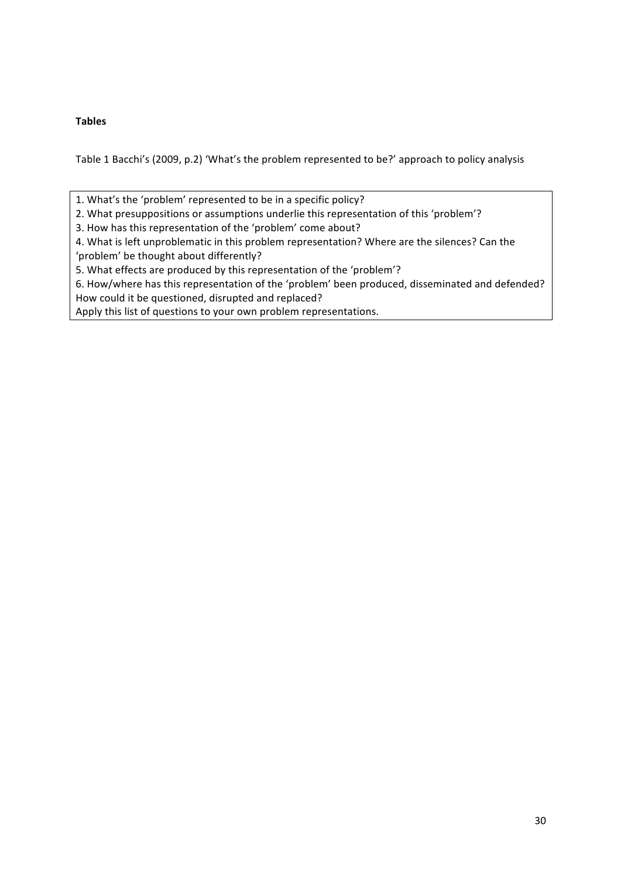**Tables**

Table 1 Bacchi's (2009, p.2) 'What's the problem represented to be?' approach to policy analysis

| |
|---|
| 1. What's the 'problem' represented to be in a specific policy?<br>2. What presuppositions or assumptions underlie this representation of this 'problem'?<br>3. How has this representation of the 'problem' come about?<br>4. What is left unproblematic in this problem representation? Where are the silences? Can the 'problem' be thought about differently?<br>5. What effects are produced by this representation of the 'problem'?<br>6. How/where has this representation of the 'problem' been produced, disseminated and defended? How could it be questioned, disrupted and replaced?<br>Apply this list of questions to your own problem representations. |